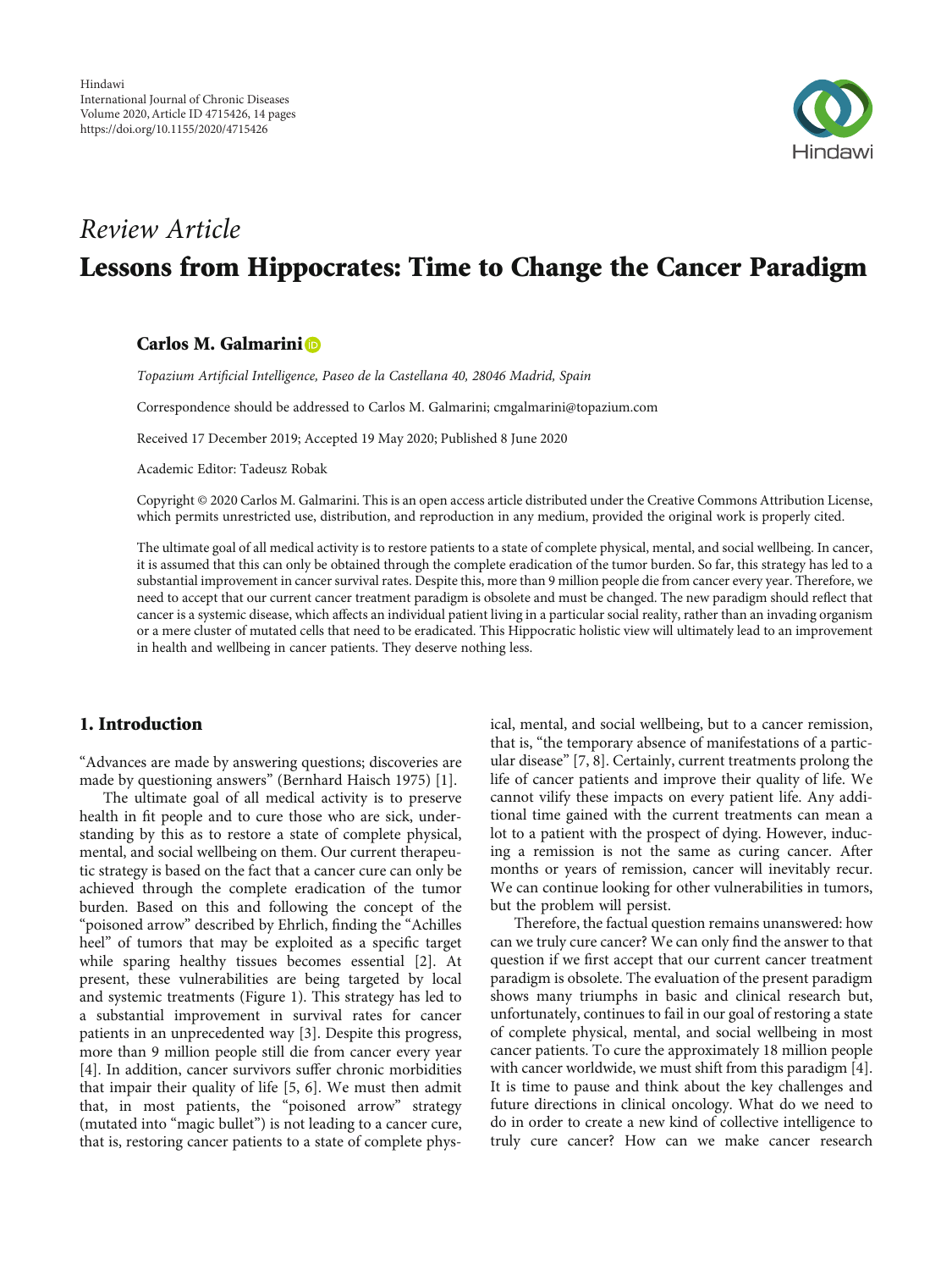*Review Article*

# Lessons from Hippocrates: Time to Change the Cancer Paradigm

**Carlos M. Galmarini**

*Topazium Artificial Intelligence, Paseo de la Castellana 40, 28046 Madrid, Spain*

Correspondence should be addressed to Carlos M. Galmarini; cmgalmarini@topazium.com

Received 17 December 2019; Accepted 19 May 2020; Published 8 June 2020

Academic Editor: Tadeusz Robak

Copyright © 2020 Carlos M. Galmarini. This is an open access article distributed under the Creative Commons Attribution License, which permits unrestricted use, distribution, and reproduction in any medium, provided the original work is properly cited.

The ultimate goal of all medical activity is to restore patients to a state of complete physical, mental, and social wellbeing. In cancer, it is assumed that this can only be obtained through the complete eradication of the tumor burden. So far, this strategy has led to a substantial improvement in cancer survival rates. Despite this, more than 9 million people die from cancer every year. Therefore, we need to accept that our current cancer treatment paradigm is obsolete and must be changed. The new paradigm should reflect that cancer is a systemic disease, which affects an individual patient living in a particular social reality, rather than an invading organism or a mere cluster of mutated cells that need to be eradicated. This Hippocratic holistic view will ultimately lead to an improvement in health and wellbeing in cancer patients. They deserve nothing less.

## 1. Introduction

"Advances are made by answering questions; discoveries are made by questioning answers" (Bernhard Haisch 1975) [1].

The ultimate goal of all medical activity is to preserve health in fit people and to cure those who are sick, understanding by this as to restore a state of complete physical, mental, and social wellbeing on them. Our current therapeutic strategy is based on the fact that a cancer cure can only be achieved through the complete eradication of the tumor burden. Based on this and following the concept of the "poisoned arrow" described by Ehrlich, finding the "Achilles heel" of tumors that may be exploited as a specific target while sparing healthy tissues becomes essential [2]. At present, these vulnerabilities are being targeted by local and systemic treatments (Figure 1). This strategy has led to a substantial improvement in survival rates for cancer patients in an unprecedented way [3]. Despite this progress, more than 9 million people still die from cancer every year [4]. In addition, cancer survivors suffer chronic morbidities that impair their quality of life [5, 6]. We must then admit that, in most patients, the "poisoned arrow" strategy (mutated into "magic bullet") is not leading to a cancer cure, that is, restoring cancer patients to a state of complete physical, mental, and social wellbeing, but to a cancer remission, that is, "the temporary absence of manifestations of a particular disease" [7, 8]. Certainly, current treatments prolong the life of cancer patients and improve their quality of life. We cannot vilify these impacts on every patient life. Any additional time gained with the current treatments can mean a lot to a patient with the prospect of dying. However, inducing a remission is not the same as curing cancer. After months or years of remission, cancer will inevitably recur. We can continue looking for other vulnerabilities in tumors, but the problem will persist.

Therefore, the factual question remains unanswered: how can we truly cure cancer? We can only find the answer to that question if we first accept that our current cancer treatment paradigm is obsolete. The evaluation of the present paradigm shows many triumphs in basic and clinical research but, unfortunately, continues to fail in our goal of restoring a state of complete physical, mental, and social wellbeing in most cancer patients. To cure the approximately 18 million people with cancer worldwide, we must shift from this paradigm [4]. It is time to pause and think about the key challenges and future directions in clinical oncology. What do we need to do in order to create a new kind of collective intelligence to truly cure cancer? How can we make cancer research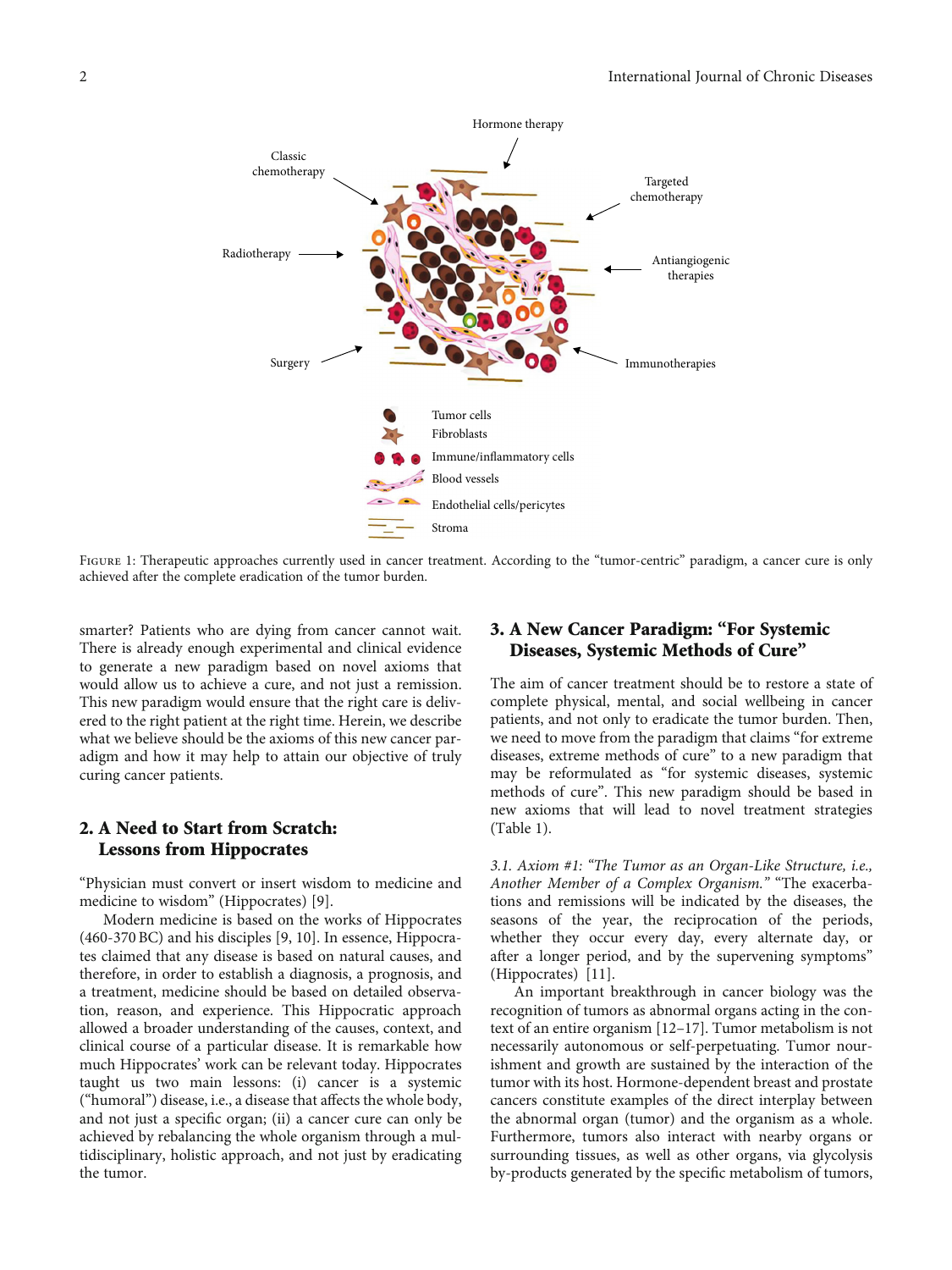FIGURE 1: Therapeutic approaches currently used in cancer treatment. According to the "tumor-centric" paradigm, a cancer cure is only achieved after the complete eradication of the tumor burden.

smarter? Patients who are dying from cancer cannot wait. There is already enough experimental and clinical evidence to generate a new paradigm based on novel axioms that would allow us to achieve a cure, and not just a remission. This new paradigm would ensure that the right care is delivered to the right patient at the right time. Herein, we describe what we believe should be the axioms of this new cancer paradigm and how it may help to attain our objective of truly curing cancer patients.

## 2. A Need to Start from Scratch: Lessons from Hippocrates

"Physician must convert or insert wisdom to medicine and medicine to wisdom" (Hippocrates) [9].

Modern medicine is based on the works of Hippocrates (460-370 BC) and his disciples [9, 10]. In essence, Hippocrates claimed that any disease is based on natural causes, and therefore, in order to establish a diagnosis, a prognosis, and a treatment, medicine should be based on detailed observation, reason, and experience. This Hippocratic approach allowed a broader understanding of the causes, context, and clinical course of a particular disease. It is remarkable how much Hippocrates' work can be relevant today. Hippocrates taught us two main lessons: (i) cancer is a systemic ("humoral") disease, i.e., a disease that affects the whole body, and not just a specific organ; (ii) a cancer cure can only be achieved by rebalancing the whole organism through a multidisciplinary, holistic approach, and not just by eradicating the tumor.

## 3. A New Cancer Paradigm: "For Systemic Diseases, Systemic Methods of Cure"

The aim of cancer treatment should be to restore a state of complete physical, mental, and social wellbeing in cancer patients, and not only to eradicate the tumor burden. Then, we need to move from the paradigm that claims "for extreme diseases, extreme methods of cure" to a new paradigm that may be reformulated as "for systemic diseases, systemic methods of cure". This new paradigm should be based in new axioms that will lead to novel treatment strategies (Table 1).

### 3.1. Axiom #1: "The Tumor as an Organ-Like Structure, i.e., Another Member of a Complex Organism."

"The exacerbations and remissions will be indicated by the diseases, the seasons of the year, the reciprocation of the periods, whether they occur every day, every alternate day, or after a longer period, and by the supervening symptoms" (Hippocrates) [11].

An important breakthrough in cancer biology was the recognition of tumors as abnormal organs acting in the context of an entire organism [12–17]. Tumor metabolism is not necessarily autonomous or self-perpetuating. Tumor nourishment and growth are sustained by the interaction of the tumor with its host. Hormone-dependent breast and prostate cancers constitute examples of the direct interplay between the abnormal organ (tumor) and the organism as a whole. Furthermore, tumors also interact with nearby organs or surrounding tissues, as well as other organs, via glycolysis by-products generated by the specific metabolism of tumors,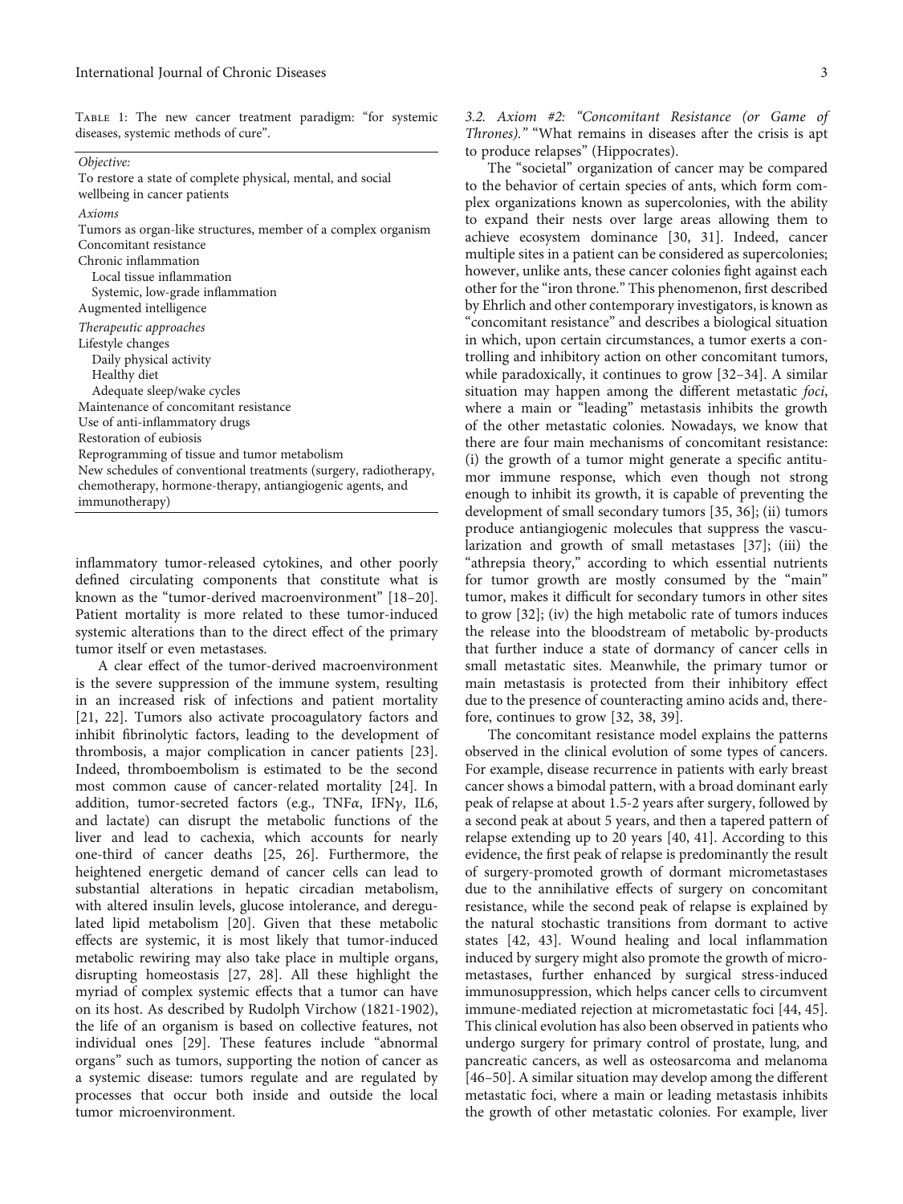Table 1: The new cancer treatment paradigm: "for systemic diseases, systemic methods of cure".

| |
|---|
| *Objective:* |
| To restore a state of complete physical, mental, and social wellbeing in cancer patients |
| *Axioms* |
| Tumors as organ-like structures, member of a complex organism |
| Concomitant resistance |
| Chronic inflammation |
| Local tissue inflammation |
| Systemic, low-grade inflammation |
| Augmented intelligence |
| *Therapeutic approaches* |
| Lifestyle changes |
| Daily physical activity |
| Healthy diet |
| Adequate sleep/wake cycles |
| Maintenance of concomitant resistance |
| Use of anti-inflammatory drugs |
| Restoration of eubiosis |
| Reprogramming of tissue and tumor metabolism |
| New schedules of conventional treatments (surgery, radiotherapy, chemotherapy, hormone-therapy, antiangiogenic agents, and immunotherapy) |

inflammatory tumor-released cytokines, and other poorly defined circulating components that constitute what is known as the "tumor-derived macroenvironment" [18–20]. Patient mortality is more related to these tumor-induced systemic alterations than to the direct effect of the primary tumor itself or even metastases.

A clear effect of the tumor-derived macroenvironment is the severe suppression of the immune system, resulting in an increased risk of infections and patient mortality [21, 22]. Tumors also activate procoagulatory factors and inhibit fibrinolytic factors, leading to the development of thrombosis, a major complication in cancer patients [23]. Indeed, thromboembolism is estimated to be the second most common cause of cancer-related mortality [24]. In addition, tumor-secreted factors (e.g., TNF$\alpha$, IFN$\gamma$, IL6, and lactate) can disrupt the metabolic functions of the liver and lead to cachexia, which accounts for nearly one-third of cancer deaths [25, 26]. Furthermore, the heightened energetic demand of cancer cells can lead to substantial alterations in hepatic circadian metabolism, with altered insulin levels, glucose intolerance, and deregulated lipid metabolism [20]. Given that these metabolic effects are systemic, it is most likely that tumor-induced metabolic rewiring may also take place in multiple organs, disrupting homeostasis [27, 28]. All these highlight the myriad of complex systemic effects that a tumor can have on its host. As described by Rudolph Virchow (1821-1902), the life of an organism is based on collective features, not individual ones [29]. These features include "abnormal organs" such as tumors, supporting the notion of cancer as a systemic disease: tumors regulate and are regulated by processes that occur both inside and outside the local tumor microenvironment.

### 3.2. Axiom #2: "Concomitant Resistance (or Game of Thrones)."

"What remains in diseases after the crisis is apt to produce relapses" (Hippocrates).

The "societal" organization of cancer may be compared to the behavior of certain species of ants, which form complex organizations known as supercolonies, with the ability to expand their nests over large areas allowing them to achieve ecosystem dominance [30, 31]. Indeed, cancer multiple sites in a patient can be considered as supercolonies; however, unlike ants, these cancer colonies fight against each other for the "iron throne." This phenomenon, first described by Ehrlich and other contemporary investigators, is known as "concomitant resistance" and describes a biological situation in which, upon certain circumstances, a tumor exerts a controlling and inhibitory action on other concomitant tumors, while paradoxically, it continues to grow [32–34]. A similar situation may happen among the different metastatic *foci*, where a main or "leading" metastasis inhibits the growth of the other metastatic colonies. Nowadays, we know that there are four main mechanisms of concomitant resistance: (i) the growth of a tumor might generate a specific antitumor immune response, which even though not strong enough to inhibit its growth, it is capable of preventing the development of small secondary tumors [35, 36]; (ii) tumors produce antiangiogenic molecules that suppress the vascularization and growth of small metastases [37]; (iii) the "athrepsia theory," according to which essential nutrients for tumor growth are mostly consumed by the "main" tumor, makes it difficult for secondary tumors in other sites to grow [32]; (iv) the high metabolic rate of tumors induces the release into the bloodstream of metabolic by-products that further induce a state of dormancy of cancer cells in small metastatic sites. Meanwhile, the primary tumor or main metastasis is protected from their inhibitory effect due to the presence of counteracting amino acids and, therefore, continues to grow [32, 38, 39].

The concomitant resistance model explains the patterns observed in the clinical evolution of some types of cancers. For example, disease recurrence in patients with early breast cancer shows a bimodal pattern, with a broad dominant early peak of relapse at about 1.5-2 years after surgery, followed by a second peak at about 5 years, and then a tapered pattern of relapse extending up to 20 years [40, 41]. According to this evidence, the first peak of relapse is predominantly the result of surgery-promoted growth of dormant micrometastases due to the annihilative effects of surgery on concomitant resistance, while the second peak of relapse is explained by the natural stochastic transitions from dormant to active states [42, 43]. Wound healing and local inflammation induced by surgery might also promote the growth of micrometastases, further enhanced by surgical stress-induced immunosuppression, which helps cancer cells to circumvent immune-mediated rejection at micrometastatic foci [44, 45]. This clinical evolution has also been observed in patients who undergo surgery for primary control of prostate, lung, and pancreatic cancers, as well as osteosarcoma and melanoma [46–50]. A similar situation may develop among the different metastatic foci, where a main or leading metastasis inhibits the growth of other metastatic colonies. For example, liver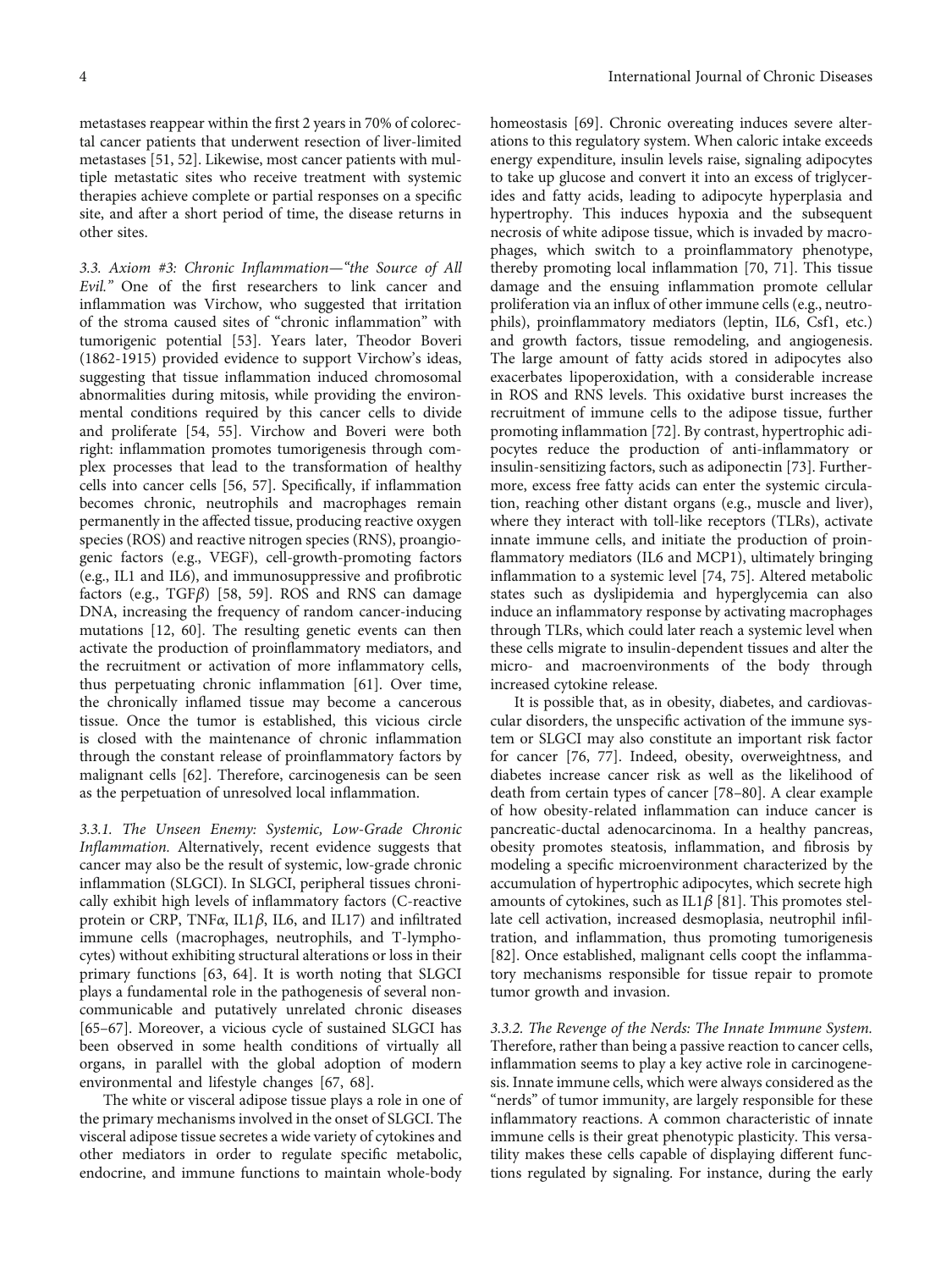metastases reappear within the first 2 years in 70% of colorectal cancer patients that underwent resection of liver-limited metastases [51, 52]. Likewise, most cancer patients with multiple metastatic sites who receive treatment with systemic therapies achieve complete or partial responses on a specific site, and after a short period of time, the disease returns in other sites.

### 3.3. Axiom #3: Chronic Inflammation—"the Source of All Evil."

One of the first researchers to link cancer and inflammation was Virchow, who suggested that irritation of the stroma caused sites of "chronic inflammation" with tumorigenic potential [53]. Years later, Theodor Boveri (1862-1915) provided evidence to support Virchow's ideas, suggesting that tissue inflammation induced chromosomal abnormalities during mitosis, while providing the environmental conditions required by this cancer cells to divide and proliferate [54, 55]. Virchow and Boveri were both right: inflammation promotes tumorigenesis through complex processes that lead to the transformation of healthy cells into cancer cells [56, 57]. Specifically, if inflammation becomes chronic, neutrophils and macrophages remain permanently in the affected tissue, producing reactive oxygen species (ROS) and reactive nitrogen species (RNS), proangiogenic factors (e.g., VEGF), cell-growth-promoting factors (e.g., IL1 and IL6), and immunosuppressive and profibrotic factors (e.g., TGF$\beta$) [58, 59]. ROS and RNS can damage DNA, increasing the frequency of random cancer-inducing mutations [12, 60]. The resulting genetic events can then activate the production of proinflammatory mediators, and the recruitment or activation of more inflammatory cells, thus perpetuating chronic inflammation [61]. Over time, the chronically inflamed tissue may become a cancerous tissue. Once the tumor is established, this vicious circle is closed with the maintenance of chronic inflammation through the constant release of proinflammatory factors by malignant cells [62]. Therefore, carcinogenesis can be seen as the perpetuation of unresolved local inflammation.

#### 3.3.1. The Unseen Enemy: Systemic, Low-Grade Chronic Inflammation.

Alternatively, recent evidence suggests that cancer may also be the result of systemic, low-grade chronic inflammation (SLGCI). In SLGCI, peripheral tissues chronically exhibit high levels of inflammatory factors (C-reactive protein or CRP, TNF$\alpha$, IL1$\beta$, IL6, and IL17) and infiltrated immune cells (macrophages, neutrophils, and T-lymphocytes) without exhibiting structural alterations or loss in their primary functions [63, 64]. It is worth noting that SLGCI plays a fundamental role in the pathogenesis of several noncommunicable and putatively unrelated chronic diseases [65–67]. Moreover, a vicious cycle of sustained SLGCI has been observed in some health conditions of virtually all organs, in parallel with the global adoption of modern environmental and lifestyle changes [67, 68].

The white or visceral adipose tissue plays a role in one of the primary mechanisms involved in the onset of SLGCI. The visceral adipose tissue secretes a wide variety of cytokines and other mediators in order to regulate specific metabolic, endocrine, and immune functions to maintain whole-body homeostasis [69]. Chronic overeating induces severe alterations to this regulatory system. When caloric intake exceeds energy expenditure, insulin levels raise, signaling adipocytes to take up glucose and convert it into an excess of triglycerides and fatty acids, leading to adipocyte hyperplasia and hypertrophy. This induces hypoxia and the subsequent necrosis of white adipose tissue, which is invaded by macrophages, which switch to a proinflammatory phenotype, thereby promoting local inflammation [70, 71]. This tissue damage and the ensuing inflammation promote cellular proliferation via an influx of other immune cells (e.g., neutrophils), proinflammatory mediators (leptin, IL6, Csf1, etc.) and growth factors, tissue remodeling, and angiogenesis. The large amount of fatty acids stored in adipocytes also exacerbates lipoperoxidation, with a considerable increase in ROS and RNS levels. This oxidative burst increases the recruitment of immune cells to the adipose tissue, further promoting inflammation [72]. By contrast, hypertrophic adipocytes reduce the production of anti-inflammatory or insulin-sensitizing factors, such as adiponectin [73]. Furthermore, excess free fatty acids can enter the systemic circulation, reaching other distant organs (e.g., muscle and liver), where they interact with toll-like receptors (TLRs), activate innate immune cells, and initiate the production of proinflammatory mediators (IL6 and MCP1), ultimately bringing inflammation to a systemic level [74, 75]. Altered metabolic states such as dyslipidemia and hyperglycemia can also induce an inflammatory response by activating macrophages through TLRs, which could later reach a systemic level when these cells migrate to insulin-dependent tissues and alter the micro- and macroenvironments of the body through increased cytokine release.

It is possible that, as in obesity, diabetes, and cardiovascular disorders, the unspecific activation of the immune system or SLGCI may also constitute an important risk factor for cancer [76, 77]. Indeed, obesity, overweightness, and diabetes increase cancer risk as well as the likelihood of death from certain types of cancer [78–80]. A clear example of how obesity-related inflammation can induce cancer is pancreatic-ductal adenocarcinoma. In a healthy pancreas, obesity promotes steatosis, inflammation, and fibrosis by modeling a specific microenvironment characterized by the accumulation of hypertrophic adipocytes, which secrete high amounts of cytokines, such as IL1$\beta$ [81]. This promotes stellate cell activation, increased desmoplasia, neutrophil infiltration, and inflammation, thus promoting tumorigenesis [82]. Once established, malignant cells coopt the inflammatory mechanisms responsible for tissue repair to promote tumor growth and invasion.

#### 3.3.2. The Revenge of the Nerds: The Innate Immune System.

Therefore, rather than being a passive reaction to cancer cells, inflammation seems to play a key active role in carcinogenesis. Innate immune cells, which were always considered as the "nerds" of tumor immunity, are largely responsible for these inflammatory reactions. A common characteristic of innate immune cells is their great phenotypic plasticity. This versatility makes these cells capable of displaying different functions regulated by signaling. For instance, during the early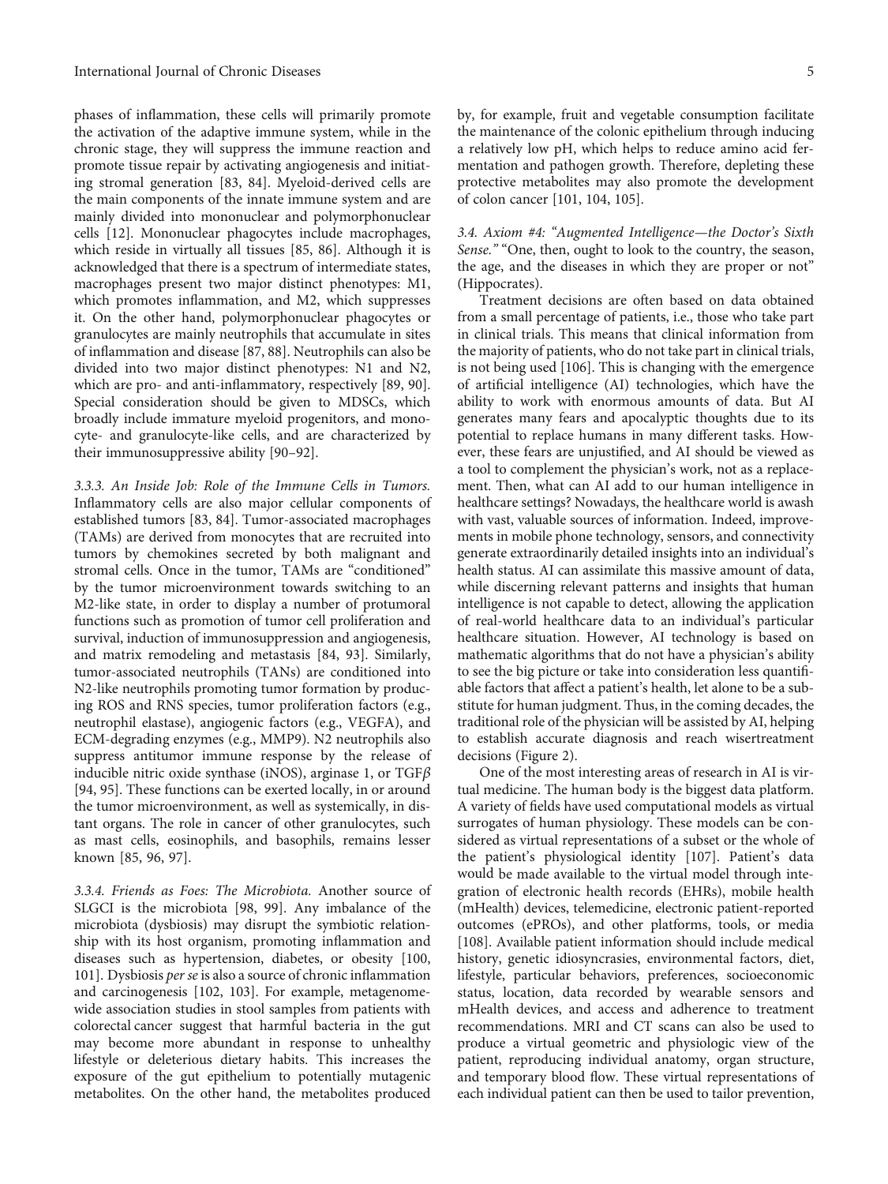phases of inflammation, these cells will primarily promote the activation of the adaptive immune system, while in the chronic stage, they will suppress the immune reaction and promote tissue repair by activating angiogenesis and initiating stromal generation [83, 84]. Myeloid-derived cells are the main components of the innate immune system and are mainly divided into mononuclear and polymorphonuclear cells [12]. Mononuclear phagocytes include macrophages, which reside in virtually all tissues [85, 86]. Although it is acknowledged that there is a spectrum of intermediate states, macrophages present two major distinct phenotypes: M1, which promotes inflammation, and M2, which suppresses it. On the other hand, polymorphonuclear phagocytes or granulocytes are mainly neutrophils that accumulate in sites of inflammation and disease [87, 88]. Neutrophils can also be divided into two major distinct phenotypes: N1 and N2, which are pro- and anti-inflammatory, respectively [89, 90]. Special consideration should be given to MDSCs, which broadly include immature myeloid progenitors, and monocyte- and granulocyte-like cells, and are characterized by their immunosuppressive ability [90–92].

*3.3.3. An Inside Job: Role of the Immune Cells in Tumors.* Inflammatory cells are also major cellular components of established tumors [83, 84]. Tumor-associated macrophages (TAMs) are derived from monocytes that are recruited into tumors by chemokines secreted by both malignant and stromal cells. Once in the tumor, TAMs are "conditioned" by the tumor microenvironment towards switching to an M2-like state, in order to display a number of protumoral functions such as promotion of tumor cell proliferation and survival, induction of immunosuppression and angiogenesis, and matrix remodeling and metastasis [84, 93]. Similarly, tumor-associated neutrophils (TANs) are conditioned into N2-like neutrophils promoting tumor formation by producing ROS and RNS species, tumor proliferation factors (e.g., neutrophil elastase), angiogenic factors (e.g., VEGFA), and ECM-degrading enzymes (e.g., MMP9). N2 neutrophils also suppress antitumor immune response by the release of inducible nitric oxide synthase (iNOS), arginase 1, or TGF$\beta$ [94, 95]. These functions can be exerted locally, in or around the tumor microenvironment, as well as systemically, in distant organs. The role in cancer of other granulocytes, such as mast cells, eosinophils, and basophils, remains lesser known [85, 96, 97].

*3.3.4. Friends as Foes: The Microbiota.* Another source of SLGCI is the microbiota [98, 99]. Any imbalance of the microbiota (dysbiosis) may disrupt the symbiotic relationship with its host organism, promoting inflammation and diseases such as hypertension, diabetes, or obesity [100, 101]. Dysbiosis *per se* is also a source of chronic inflammation and carcinogenesis [102, 103]. For example, metagenome-wide association studies in stool samples from patients with colorectal cancer suggest that harmful bacteria in the gut may become more abundant in response to unhealthy lifestyle or deleterious dietary habits. This increases the exposure of the gut epithelium to potentially mutagenic metabolites. On the other hand, the metabolites produced by, for example, fruit and vegetable consumption facilitate the maintenance of the colonic epithelium through inducing a relatively low pH, which helps to reduce amino acid fermentation and pathogen growth. Therefore, depleting these protective metabolites may also promote the development of colon cancer [101, 104, 105].

*3.4. Axiom #4: "Augmented Intelligence—the Doctor's Sixth Sense."* "One, then, ought to look to the country, the season, the age, and the diseases in which they are proper or not" (Hippocrates).

Treatment decisions are often based on data obtained from a small percentage of patients, i.e., those who take part in clinical trials. This means that clinical information from the majority of patients, who do not take part in clinical trials, is not being used [106]. This is changing with the emergence of artificial intelligence (AI) technologies, which have the ability to work with enormous amounts of data. But AI generates many fears and apocalyptic thoughts due to its potential to replace humans in many different tasks. However, these fears are unjustified, and AI should be viewed as a tool to complement the physician's work, not as a replacement. Then, what can AI add to our human intelligence in healthcare settings? Nowadays, the healthcare world is awash with vast, valuable sources of information. Indeed, improvements in mobile phone technology, sensors, and connectivity generate extraordinarily detailed insights into an individual's health status. AI can assimilate this massive amount of data, while discerning relevant patterns and insights that human intelligence is not capable to detect, allowing the application of real-world healthcare data to an individual's particular healthcare situation. However, AI technology is based on mathematic algorithms that do not have a physician's ability to see the big picture or take into consideration less quantifiable factors that affect a patient's health, let alone to be a substitute for human judgment. Thus, in the coming decades, the traditional role of the physician will be assisted by AI, helping to establish accurate diagnosis and reach wisertreatment decisions (Figure 2).

One of the most interesting areas of research in AI is virtual medicine. The human body is the biggest data platform. A variety of fields have used computational models as virtual surrogates of human physiology. These models can be considered as virtual representations of a subset or the whole of the patient's physiological identity [107]. Patient's data would be made available to the virtual model through integration of electronic health records (EHRs), mobile health (mHealth) devices, telemedicine, electronic patient-reported outcomes (ePROs), and other platforms, tools, or media [108]. Available patient information should include medical history, genetic idiosyncrasies, environmental factors, diet, lifestyle, particular behaviors, preferences, socioeconomic status, location, data recorded by wearable sensors and mHealth devices, and access and adherence to treatment recommendations. MRI and CT scans can also be used to produce a virtual geometric and physiologic view of the patient, reproducing individual anatomy, organ structure, and temporary blood flow. These virtual representations of each individual patient can then be used to tailor prevention,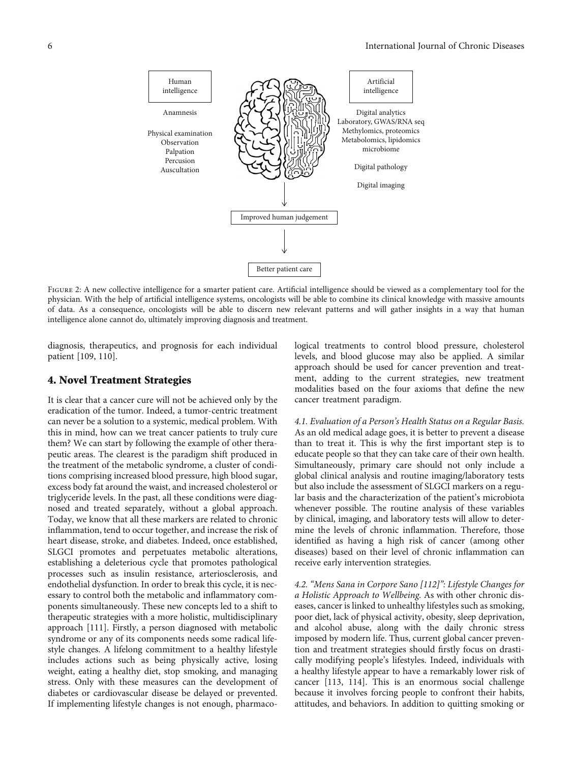Human intelligence

Anamnesis

Physical examination
Observation
Palpation
Percusion
Auscultation

Artificial intelligence

Digital analytics
Laboratory, GWAS/RNA seq
Methylomics, proteomics
Metabolomics, lipidomics
microbiome

Digital pathology

Digital imaging

Improved human judgement

Better patient care

Figure 2: A new collective intelligence for a smarter patient care. Artificial intelligence should be viewed as a complementary tool for the physician. With the help of artificial intelligence systems, oncologists will be able to combine its clinical knowledge with massive amounts of data. As a consequence, oncologists will be able to discern new relevant patterns and will gather insights in a way that human intelligence alone cannot do, ultimately improving diagnosis and treatment.

diagnosis, therapeutics, and prognosis for each individual patient [109, 110].

## 4. Novel Treatment Strategies

It is clear that a cancer cure will not be achieved only by the eradication of the tumor. Indeed, a tumor-centric treatment can never be a solution to a systemic, medical problem. With this in mind, how can we treat cancer patients to truly cure them? We can start by following the example of other therapeutic areas. The clearest is the paradigm shift produced in the treatment of the metabolic syndrome, a cluster of conditions comprising increased blood pressure, high blood sugar, excess body fat around the waist, and increased cholesterol or triglyceride levels. In the past, all these conditions were diagnosed and treated separately, without a global approach. Today, we know that all these markers are related to chronic inflammation, tend to occur together, and increase the risk of heart disease, stroke, and diabetes. Indeed, once established, SLGCI promotes and perpetuates metabolic alterations, establishing a deleterious cycle that promotes pathological processes such as insulin resistance, arteriosclerosis, and endothelial dysfunction. In order to break this cycle, it is necessary to control both the metabolic and inflammatory components simultaneously. These new concepts led to a shift to therapeutic strategies with a more holistic, multidisciplinary approach [111]. Firstly, a person diagnosed with metabolic syndrome or any of its components needs some radical lifestyle changes. A lifelong commitment to a healthy lifestyle includes actions such as being physically active, losing weight, eating a healthy diet, stop smoking, and managing stress. Only with these measures can the development of diabetes or cardiovascular disease be delayed or prevented. If implementing lifestyle changes is not enough, pharmacological treatments to control blood pressure, cholesterol levels, and blood glucose may also be applied. A similar approach should be used for cancer prevention and treatment, adding to the current strategies, new treatment modalities based on the four axioms that define the new cancer treatment paradigm.

*4.1. Evaluation of a Person's Health Status on a Regular Basis.* As an old medical adage goes, it is better to prevent a disease than to treat it. This is why the first important step is to educate people so that they can take care of their own health. Simultaneously, primary care should not only include a global clinical analysis and routine imaging/laboratory tests but also include the assessment of SLGCI markers on a regular basis and the characterization of the patient's microbiota whenever possible. The routine analysis of these variables by clinical, imaging, and laboratory tests will allow to determine the levels of chronic inflammation. Therefore, those identified as having a high risk of cancer (among other diseases) based on their level of chronic inflammation can receive early intervention strategies.

*4.2. "Mens Sana in Corpore Sano [112]": Lifestyle Changes for a Holistic Approach to Wellbeing.* As with other chronic diseases, cancer is linked to unhealthy lifestyles such as smoking, poor diet, lack of physical activity, obesity, sleep deprivation, and alcohol abuse, along with the daily chronic stress imposed by modern life. Thus, current global cancer prevention and treatment strategies should firstly focus on drastically modifying people's lifestyles. Indeed, individuals with a healthy lifestyle appear to have a remarkably lower risk of cancer [113, 114]. This is an enormous social challenge because it involves forcing people to confront their habits, attitudes, and behaviors. In addition to quitting smoking or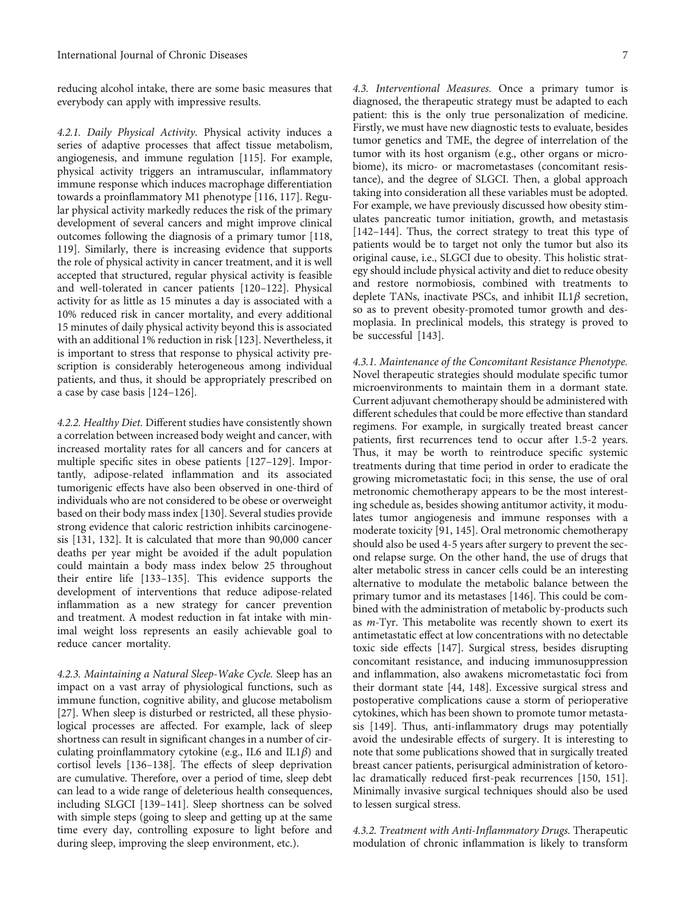reducing alcohol intake, there are some basic measures that everybody can apply with impressive results.

#### 4.2.1. Daily Physical Activity.

Physical activity induces a series of adaptive processes that affect tissue metabolism, angiogenesis, and immune regulation [115]. For example, physical activity triggers an intramuscular, inflammatory immune response which induces macrophage differentiation towards a proinflammatory M1 phenotype [116, 117]. Regular physical activity markedly reduces the risk of the primary development of several cancers and might improve clinical outcomes following the diagnosis of a primary tumor [118, 119]. Similarly, there is increasing evidence that supports the role of physical activity in cancer treatment, and it is well accepted that structured, regular physical activity is feasible and well-tolerated in cancer patients [120–122]. Physical activity for as little as 15 minutes a day is associated with a 10% reduced risk in cancer mortality, and every additional 15 minutes of daily physical activity beyond this is associated with an additional 1% reduction in risk [123]. Nevertheless, it is important to stress that response to physical activity prescription is considerably heterogeneous among individual patients, and thus, it should be appropriately prescribed on a case by case basis [124–126].

#### 4.2.2. Healthy Diet.

Different studies have consistently shown a correlation between increased body weight and cancer, with increased mortality rates for all cancers and for cancers at multiple specific sites in obese patients [127–129]. Importantly, adipose-related inflammation and its associated tumorigenic effects have also been observed in one-third of individuals who are not considered to be obese or overweight based on their body mass index [130]. Several studies provide strong evidence that caloric restriction inhibits carcinogenesis [131, 132]. It is calculated that more than 90,000 cancer deaths per year might be avoided if the adult population could maintain a body mass index below 25 throughout their entire life [133–135]. This evidence supports the development of interventions that reduce adipose-related inflammation as a new strategy for cancer prevention and treatment. A modest reduction in fat intake with minimal weight loss represents an easily achievable goal to reduce cancer mortality.

#### 4.2.3. Maintaining a Natural Sleep-Wake Cycle.

Sleep has an impact on a vast array of physiological functions, such as immune function, cognitive ability, and glucose metabolism [27]. When sleep is disturbed or restricted, all these physiological processes are affected. For example, lack of sleep shortness can result in significant changes in a number of circulating proinflammatory cytokine (e.g., IL6 and IL1$\beta$) and cortisol levels [136–138]. The effects of sleep deprivation are cumulative. Therefore, over a period of time, sleep debt can lead to a wide range of deleterious health consequences, including SLGCI [139–141]. Sleep shortness can be solved with simple steps (going to sleep and getting up at the same time every day, controlling exposure to light before and during sleep, improving the sleep environment, etc.).

### 4.3. Interventional Measures.

Once a primary tumor is diagnosed, the therapeutic strategy must be adapted to each patient: this is the only true personalization of medicine. Firstly, we must have new diagnostic tests to evaluate, besides tumor genetics and TME, the degree of interrelation of the tumor with its host organism (e.g., other organs or microbiome), its micro- or macrometastases (concomitant resistance), and the degree of SLGCI. Then, a global approach taking into consideration all these variables must be adopted. For example, we have previously discussed how obesity stimulates pancreatic tumor initiation, growth, and metastasis [142–144]. Thus, the correct strategy to treat this type of patients would be to target not only the tumor but also its original cause, i.e., SLGCI due to obesity. This holistic strategy should include physical activity and diet to reduce obesity and restore normobiosis, combined with treatments to deplete TANs, inactivate PSCs, and inhibit IL1$\beta$ secretion, so as to prevent obesity-promoted tumor growth and desmoplasia. In preclinical models, this strategy is proved to be successful [143].

#### 4.3.1. Maintenance of the Concomitant Resistance Phenotype.

Novel therapeutic strategies should modulate specific tumor microenvironments to maintain them in a dormant state. Current adjuvant chemotherapy should be administered with different schedules that could be more effective than standard regimens. For example, in surgically treated breast cancer patients, first recurrences tend to occur after 1.5-2 years. Thus, it may be worth to reintroduce specific systemic treatments during that time period in order to eradicate the growing micrometastatic foci; in this sense, the use of oral metronomic chemotherapy appears to be the most interesting schedule as, besides showing antitumor activity, it modulates tumor angiogenesis and immune responses with a moderate toxicity [91, 145]. Oral metronomic chemotherapy should also be used 4-5 years after surgery to prevent the second relapse surge. On the other hand, the use of drugs that alter metabolic stress in cancer cells could be an interesting alternative to modulate the metabolic balance between the primary tumor and its metastases [146]. This could be combined with the administration of metabolic by-products such as *m*-Tyr. This metabolite was recently shown to exert its antimetastatic effect at low concentrations with no detectable toxic side effects [147]. Surgical stress, besides disrupting concomitant resistance, and inducing immunosuppression and inflammation, also awakens micrometastatic foci from their dormant state [44, 148]. Excessive surgical stress and postoperative complications cause a storm of perioperative cytokines, which has been shown to promote tumor metastasis [149]. Thus, anti-inflammatory drugs may potentially avoid the undesirable effects of surgery. It is interesting to note that some publications showed that in surgically treated breast cancer patients, perisurgical administration of ketorolac dramatically reduced first-peak recurrences [150, 151]. Minimally invasive surgical techniques should also be used to lessen surgical stress.

#### 4.3.2. Treatment with Anti-Inflammatory Drugs.

Therapeutic modulation of chronic inflammation is likely to transform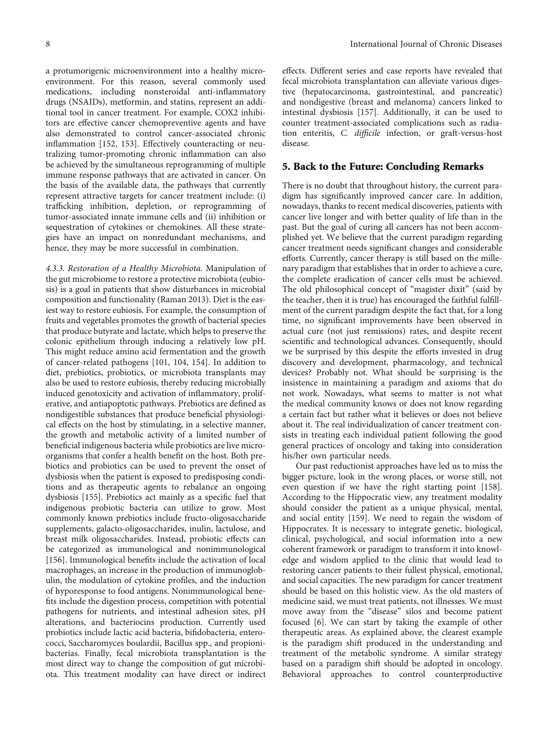a protumorigenic microenvironment into a healthy microenvironment. For this reason, several commonly used medications, including nonsteroidal anti-inflammatory drugs (NSAIDs), metformin, and statins, represent an additional tool in cancer treatment. For example, COX2 inhibitors are effective cancer chemopreventive agents and have also demonstrated to control cancer-associated chronic inflammation [152, 153]. Effectively counteracting or neutralizing tumor-promoting chronic inflammation can also be achieved by the simultaneous reprogramming of multiple immune response pathways that are activated in cancer. On the basis of the available data, the pathways that currently represent attractive targets for cancer treatment include: (i) trafficking inhibition, depletion, or reprogramming of tumor-associated innate immune cells and (ii) inhibition or sequestration of cytokines or chemokines. All these strategies have an impact on nonredundant mechanisms, and hence, they may be more successful in combination.

*4.3.3. Restoration of a Healthy Microbiota.* Manipulation of the gut microbiome to restore a protective microbiota (eubiosis) is a goal in patients that show disturbances in microbial composition and functionality (Raman 2013). Diet is the easiest way to restore eubiosis. For example, the consumption of fruits and vegetables promotes the growth of bacterial species that produce butyrate and lactate, which helps to preserve the colonic epithelium through inducing a relatively low pH. This might reduce amino acid fermentation and the growth of cancer-related pathogens [101, 104, 154]. In addition to diet, prebiotics, probiotics, or microbiota transplants may also be used to restore eubiosis, thereby reducing microbially induced genotoxicity and activation of inflammatory, proliferative, and antiapoptotic pathways. Prebiotics are defined as nondigestible substances that produce beneficial physiological effects on the host by stimulating, in a selective manner, the growth and metabolic activity of a limited number of beneficial indigenous bacteria while probiotics are live microorganisms that confer a health benefit on the host. Both prebiotics and probiotics can be used to prevent the onset of dysbiosis when the patient is exposed to predisposing conditions and as therapeutic agents to rebalance an ongoing dysbiosis [155]. Prebiotics act mainly as a specific fuel that indigenous probiotic bacteria can utilize to grow. Most commonly known prebiotics include fructo-oligosaccharide supplements, galacto-oligosaccharides, inulin, lactulose, and breast milk oligosaccharides. Instead, probiotic effects can be categorized as immunological and nonimmunological [156]. Immunological benefits include the activation of local macrophages, an increase in the production of immunoglobulin, the modulation of cytokine profiles, and the induction of hyporesponse to food antigens. Nonimmunological benefits include the digestion process, competition with potential pathogens for nutrients, and intestinal adhesion sites, pH alterations, and bacteriocins production. Currently used probiotics include lactic acid bacteria, bifidobacteria, enterococci, Saccharomyces boulardii, Bacillus spp., and propionibacterias. Finally, fecal microbiota transplantation is the most direct way to change the composition of gut microbiota. This treatment modality can have direct or indirect effects. Different series and case reports have revealed that fecal microbiota transplantation can alleviate various digestive (hepatocarcinoma, gastrointestinal, and pancreatic) and nondigestive (breast and melanoma) cancers linked to intestinal dysbiosis [157]. Additionally, it can be used to counter treatment-associated complications such as radiation enteritis, *C. difficile* infection, or graft-versus-host disease.

## 5. Back to the Future: Concluding Remarks

There is no doubt that throughout history, the current paradigm has significantly improved cancer care. In addition, nowadays, thanks to recent medical discoveries, patients with cancer live longer and with better quality of life than in the past. But the goal of curing all cancers has not been accomplished yet. We believe that the current paradigm regarding cancer treatment needs significant changes and considerable efforts. Currently, cancer therapy is still based on the millenary paradigm that establishes that in order to achieve a cure, the complete eradication of cancer cells must be achieved. The old philosophical concept of "magister dixit" (said by the teacher, then it is true) has encouraged the faithful fulfillment of the current paradigm despite the fact that, for a long time, no significant improvements have been observed in actual cure (not just remissions) rates, and despite recent scientific and technological advances. Consequently, should we be surprised by this despite the efforts invested in drug discovery and development, pharmacology, and technical devices? Probably not. What should be surprising is the insistence in maintaining a paradigm and axioms that do not work. Nowadays, what seems to matter is not what the medical community knows or does not know regarding a certain fact but rather what it believes or does not believe about it. The real individualization of cancer treatment consists in treating each individual patient following the good general practices of oncology and taking into consideration his/her own particular needs.

Our past reductionist approaches have led us to miss the bigger picture, look in the wrong places, or worse still, not even question if we have the right starting point [158]. According to the Hippocratic view, any treatment modality should consider the patient as a unique physical, mental, and social entity [159]. We need to regain the wisdom of Hippocrates. It is necessary to integrate genetic, biological, clinical, psychological, and social information into a new coherent framework or paradigm to transform it into knowledge and wisdom applied to the clinic that would lead to restoring cancer patients to their fullest physical, emotional, and social capacities. The new paradigm for cancer treatment should be based on this holistic view. As the old masters of medicine said, we must treat patients, not illnesses. We must move away from the "disease" silos and become patient focused [6]. We can start by taking the example of other therapeutic areas. As explained above, the clearest example is the paradigm shift produced in the understanding and treatment of the metabolic syndrome. A similar strategy based on a paradigm shift should be adopted in oncology. Behavioral approaches to control counterproductive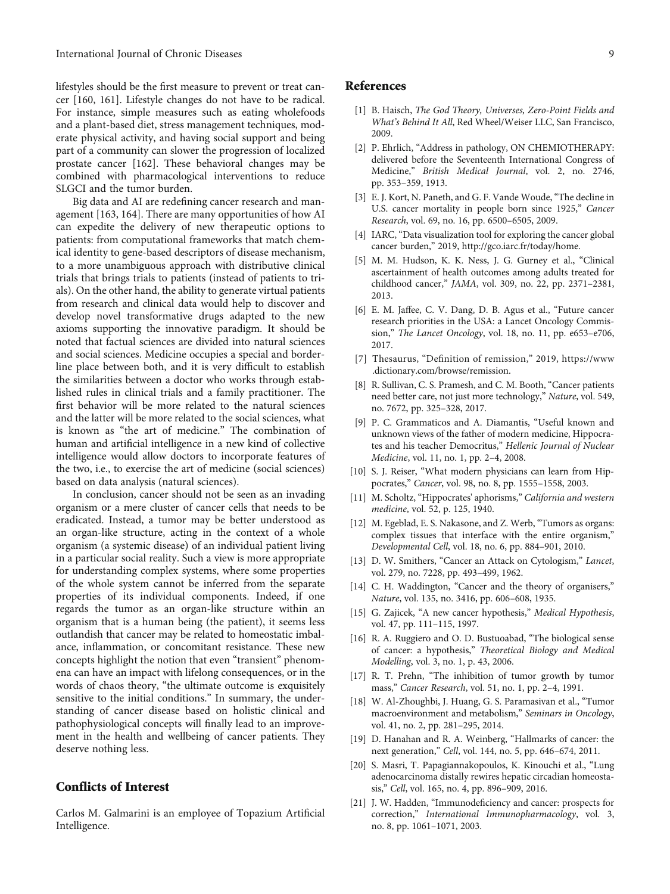lifestyles should be the first measure to prevent or treat cancer [160, 161]. Lifestyle changes do not have to be radical. For instance, simple measures such as eating wholefoods and a plant-based diet, stress management techniques, moderate physical activity, and having social support and being part of a community can slower the progression of localized prostate cancer [162]. These behavioral changes may be combined with pharmacological interventions to reduce SLGCI and the tumor burden.

Big data and AI are redefining cancer research and management [163, 164]. There are many opportunities of how AI can expedite the delivery of new therapeutic options to patients: from computational frameworks that match chemical identity to gene-based descriptors of disease mechanism, to a more unambiguous approach with distributive clinical trials that brings trials to patients (instead of patients to trials). On the other hand, the ability to generate virtual patients from research and clinical data would help to discover and develop novel transformative drugs adapted to the new axioms supporting the innovative paradigm. It should be noted that factual sciences are divided into natural sciences and social sciences. Medicine occupies a special and borderline place between both, and it is very difficult to establish the similarities between a doctor who works through established rules in clinical trials and a family practitioner. The first behavior will be more related to the natural sciences and the latter will be more related to the social sciences, what is known as "the art of medicine." The combination of human and artificial intelligence in a new kind of collective intelligence would allow doctors to incorporate features of the two, i.e., to exercise the art of medicine (social sciences) based on data analysis (natural sciences).

In conclusion, cancer should not be seen as an invading organism or a mere cluster of cancer cells that needs to be eradicated. Instead, a tumor may be better understood as an organ-like structure, acting in the context of a whole organism (a systemic disease) of an individual patient living in a particular social reality. Such a view is more appropriate for understanding complex systems, where some properties of the whole system cannot be inferred from the separate properties of its individual components. Indeed, if one regards the tumor as an organ-like structure within an organism that is a human being (the patient), it seems less outlandish that cancer may be related to homeostatic imbalance, inflammation, or concomitant resistance. These new concepts highlight the notion that even "transient" phenomena can have an impact with lifelong consequences, or in the words of chaos theory, "the ultimate outcome is exquisitely sensitive to the initial conditions." In summary, the understanding of cancer disease based on holistic clinical and pathophysiological concepts will finally lead to an improvement in the health and wellbeing of cancer patients. They deserve nothing less.

## Conflicts of Interest

Carlos M. Galmarini is an employee of Topazium Artificial Intelligence.

## References

[1] B. Haisch, *The God Theory, Universes, Zero-Point Fields and What's Behind It All*, Red Wheel/Weiser LLC, San Francisco, 2009.

[2] P. Ehrlich, "Address in pathology, ON CHEMIOTHERAPY: delivered before the Seventeenth International Congress of Medicine," *British Medical Journal*, vol. 2, no. 2746, pp. 353–359, 1913.

[3] E. J. Kort, N. Paneth, and G. F. Vande Woude, "The decline in U.S. cancer mortality in people born since 1925," *Cancer Research*, vol. 69, no. 16, pp. 6500–6505, 2009.

[4] IARC, "Data visualization tool for exploring the cancer global cancer burden," 2019, http://gco.iarc.fr/today/home.

[5] M. M. Hudson, K. K. Ness, J. G. Gurney et al., "Clinical ascertainment of health outcomes among adults treated for childhood cancer," *JAMA*, vol. 309, no. 22, pp. 2371–2381, 2013.

[6] E. M. Jaffee, C. V. Dang, D. B. Agus et al., "Future cancer research priorities in the USA: a Lancet Oncology Commission," *The Lancet Oncology*, vol. 18, no. 11, pp. e653–e706, 2017.

[7] Thesaurus, "Definition of remission," 2019, https://www.dictionary.com/browse/remission.

[8] R. Sullivan, C. S. Pramesh, and C. M. Booth, "Cancer patients need better care, not just more technology," *Nature*, vol. 549, no. 7672, pp. 325–328, 2017.

[9] P. C. Grammaticos and A. Diamantis, "Useful known and unknown views of the father of modern medicine, Hippocrates and his teacher Democritus," *Hellenic Journal of Nuclear Medicine*, vol. 11, no. 1, pp. 2–4, 2008.

[10] S. J. Reiser, "What modern physicians can learn from Hippocrates," *Cancer*, vol. 98, no. 8, pp. 1555–1558, 2003.

[11] M. Scholtz, "Hippocrates' aphorisms," *California and western medicine*, vol. 52, p. 125, 1940.

[12] M. Egeblad, E. S. Nakasone, and Z. Werb, "Tumors as organs: complex tissues that interface with the entire organism," *Developmental Cell*, vol. 18, no. 6, pp. 884–901, 2010.

[13] D. W. Smithers, "Cancer an Attack on Cytologism," *Lancet*, vol. 279, no. 7228, pp. 493–499, 1962.

[14] C. H. Waddington, "Cancer and the theory of organisers," *Nature*, vol. 135, no. 3416, pp. 606–608, 1935.

[15] G. Zajicek, "A new cancer hypothesis," *Medical Hypothesis*, vol. 47, pp. 111–115, 1997.

[16] R. A. Ruggiero and O. D. Bustuoabad, "The biological sense of cancer: a hypothesis," *Theoretical Biology and Medical Modelling*, vol. 3, no. 1, p. 43, 2006.

[17] R. T. Prehn, "The inhibition of tumor growth by tumor mass," *Cancer Research*, vol. 51, no. 1, pp. 2–4, 1991.

[18] W. Al-Zhoughbi, J. Huang, G. S. Paramasivan et al., "Tumor macroenvironment and metabolism," *Seminars in Oncology*, vol. 41, no. 2, pp. 281–295, 2014.

[19] D. Hanahan and R. A. Weinberg, "Hallmarks of cancer: the next generation," *Cell*, vol. 144, no. 5, pp. 646–674, 2011.

[20] S. Masri, T. Papagiannakopoulos, K. Kinouchi et al., "Lung adenocarcinoma distally rewires hepatic circadian homeostasis," *Cell*, vol. 165, no. 4, pp. 896–909, 2016.

[21] J. W. Hadden, "Immunodeficiency and cancer: prospects for correction," *International Immunopharmacology*, vol. 3, no. 8, pp. 1061–1071, 2003.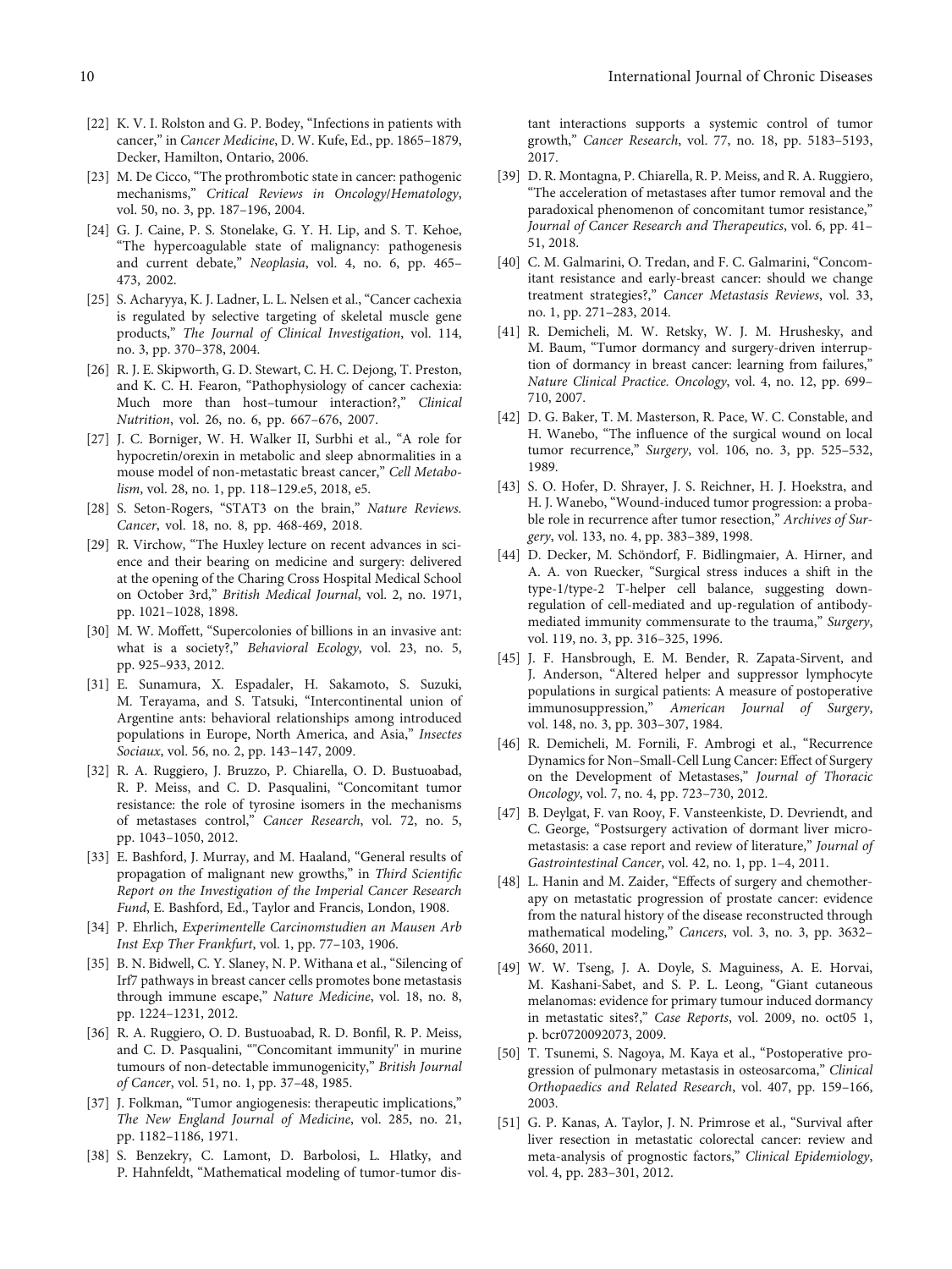[22] K. V. I. Rolston and G. P. Bodey, "Infections in patients with cancer," in *Cancer Medicine*, D. W. Kufe, Ed., pp. 1865–1879, Decker, Hamilton, Ontario, 2006.

[23] M. De Cicco, "The prothrombotic state in cancer: pathogenic mechanisms," *Critical Reviews in Oncology/Hematology*, vol. 50, no. 3, pp. 187–196, 2004.

[24] G. J. Caine, P. S. Stonelake, G. Y. H. Lip, and S. T. Kehoe, "The hypercoagulable state of malignancy: pathogenesis and current debate," *Neoplasia*, vol. 4, no. 6, pp. 465–473, 2002.

[25] S. Acharyya, K. J. Ladner, L. L. Nelsen et al., "Cancer cachexia is regulated by selective targeting of skeletal muscle gene products," *The Journal of Clinical Investigation*, vol. 114, no. 3, pp. 370–378, 2004.

[26] R. J. E. Skipworth, G. D. Stewart, C. H. C. Dejong, T. Preston, and K. C. H. Fearon, "Pathophysiology of cancer cachexia: Much more than host–tumour interaction?," *Clinical Nutrition*, vol. 26, no. 6, pp. 667–676, 2007.

[27] J. C. Borniger, W. H. Walker II, Surbhi et al., "A role for hypocretin/orexin in metabolic and sleep abnormalities in a mouse model of non-metastatic breast cancer," *Cell Metabolism*, vol. 28, no. 1, pp. 118–129.e5, 2018, e5.

[28] S. Seton-Rogers, "STAT3 on the brain," *Nature Reviews. Cancer*, vol. 18, no. 8, pp. 468-469, 2018.

[29] R. Virchow, "The Huxley lecture on recent advances in science and their bearing on medicine and surgery: delivered at the opening of the Charing Cross Hospital Medical School on October 3rd," *British Medical Journal*, vol. 2, no. 1971, pp. 1021–1028, 1898.

[30] M. W. Moffett, "Supercolonies of billions in an invasive ant: what is a society?," *Behavioral Ecology*, vol. 23, no. 5, pp. 925–933, 2012.

[31] E. Sunamura, X. Espadaler, H. Sakamoto, S. Suzuki, M. Terayama, and S. Tatsuki, "Intercontinental union of Argentine ants: behavioral relationships among introduced populations in Europe, North America, and Asia," *Insectes Sociaux*, vol. 56, no. 2, pp. 143–147, 2009.

[32] R. A. Ruggiero, J. Bruzzo, P. Chiarella, O. D. Bustuoabad, R. P. Meiss, and C. D. Pasqualini, "Concomitant tumor resistance: the role of tyrosine isomers in the mechanisms of metastases control," *Cancer Research*, vol. 72, no. 5, pp. 1043–1050, 2012.

[33] E. Bashford, J. Murray, and M. Haaland, "General results of propagation of malignant new growths," in *Third Scientific Report on the Investigation of the Imperial Cancer Research Fund*, E. Bashford, Ed., Taylor and Francis, London, 1908.

[34] P. Ehrlich, *Experimentelle Carcinomstudien an Mausen Arb Inst Exp Ther Frankfurt*, vol. 1, pp. 77–103, 1906.

[35] B. N. Bidwell, C. Y. Slaney, N. P. Withana et al., "Silencing of Irf7 pathways in breast cancer cells promotes bone metastasis through immune escape," *Nature Medicine*, vol. 18, no. 8, pp. 1224–1231, 2012.

[36] R. A. Ruggiero, O. D. Bustuoabad, R. D. Bonfil, R. P. Meiss, and C. D. Pasqualini, ""Concomitant immunity" in murine tumours of non-detectable immunogenicity," *British Journal of Cancer*, vol. 51, no. 1, pp. 37–48, 1985.

[37] J. Folkman, "Tumor angiogenesis: therapeutic implications," *The New England Journal of Medicine*, vol. 285, no. 21, pp. 1182–1186, 1971.

[38] S. Benzekry, C. Lamont, D. Barbolosi, L. Hlatky, and P. Hahnfeldt, "Mathematical modeling of tumor-tumor distant interactions supports a systemic control of tumor growth," *Cancer Research*, vol. 77, no. 18, pp. 5183–5193, 2017.

[39] D. R. Montagna, P. Chiarella, R. P. Meiss, and R. A. Ruggiero, "The acceleration of metastases after tumor removal and the paradoxical phenomenon of concomitant tumor resistance," *Journal of Cancer Research and Therapeutics*, vol. 6, pp. 41–51, 2018.

[40] C. M. Galmarini, O. Tredan, and F. C. Galmarini, "Concomitant resistance and early-breast cancer: should we change treatment strategies?," *Cancer Metastasis Reviews*, vol. 33, no. 1, pp. 271–283, 2014.

[41] R. Demicheli, M. W. Retsky, W. J. M. Hrushesky, and M. Baum, "Tumor dormancy and surgery-driven interruption of dormancy in breast cancer: learning from failures," *Nature Clinical Practice. Oncology*, vol. 4, no. 12, pp. 699–710, 2007.

[42] D. G. Baker, T. M. Masterson, R. Pace, W. C. Constable, and H. Wanebo, "The influence of the surgical wound on local tumor recurrence," *Surgery*, vol. 106, no. 3, pp. 525–532, 1989.

[43] S. O. Hofer, D. Shrayer, J. S. Reichner, H. J. Hoekstra, and H. J. Wanebo, "Wound-induced tumor progression: a probable role in recurrence after tumor resection," *Archives of Surgery*, vol. 133, no. 4, pp. 383–389, 1998.

[44] D. Decker, M. Schöndorf, F. Bidlingmaier, A. Hirner, and A. A. von Ruecker, "Surgical stress induces a shift in the type-1/type-2 T-helper cell balance, suggesting down-regulation of cell-mediated and up-regulation of antibody-mediated immunity commensurate to the trauma," *Surgery*, vol. 119, no. 3, pp. 316–325, 1996.

[45] J. F. Hansbrough, E. M. Bender, R. Zapata-Sirvent, and J. Anderson, "Altered helper and suppressor lymphocyte populations in surgical patients: A measure of postoperative immunosuppression," *American Journal of Surgery*, vol. 148, no. 3, pp. 303–307, 1984.

[46] R. Demicheli, M. Fornili, F. Ambrogi et al., "Recurrence Dynamics for Non–Small-Cell Lung Cancer: Effect of Surgery on the Development of Metastases," *Journal of Thoracic Oncology*, vol. 7, no. 4, pp. 723–730, 2012.

[47] B. Deylgat, F. van Rooy, F. Vansteenkiste, D. Devriendt, and C. George, "Postsurgery activation of dormant liver micrometastasis: a case report and review of literature," *Journal of Gastrointestinal Cancer*, vol. 42, no. 1, pp. 1–4, 2011.

[48] L. Hanin and M. Zaider, "Effects of surgery and chemotherapy on metastatic progression of prostate cancer: evidence from the natural history of the disease reconstructed through mathematical modeling," *Cancers*, vol. 3, no. 3, pp. 3632–3660, 2011.

[49] W. W. Tseng, J. A. Doyle, S. Maguiness, A. E. Horvai, M. Kashani-Sabet, and S. P. L. Leong, "Giant cutaneous melanomas: evidence for primary tumour induced dormancy in metastatic sites?," *Case Reports*, vol. 2009, no. oct05 1, p. bcr0720092073, 2009.

[50] T. Tsunemi, S. Nagoya, M. Kaya et al., "Postoperative progression of pulmonary metastasis in osteosarcoma," *Clinical Orthopaedics and Related Research*, vol. 407, pp. 159–166, 2003.

[51] G. P. Kanas, A. Taylor, J. N. Primrose et al., "Survival after liver resection in metastatic colorectal cancer: review and meta-analysis of prognostic factors," *Clinical Epidemiology*, vol. 4, pp. 283–301, 2012.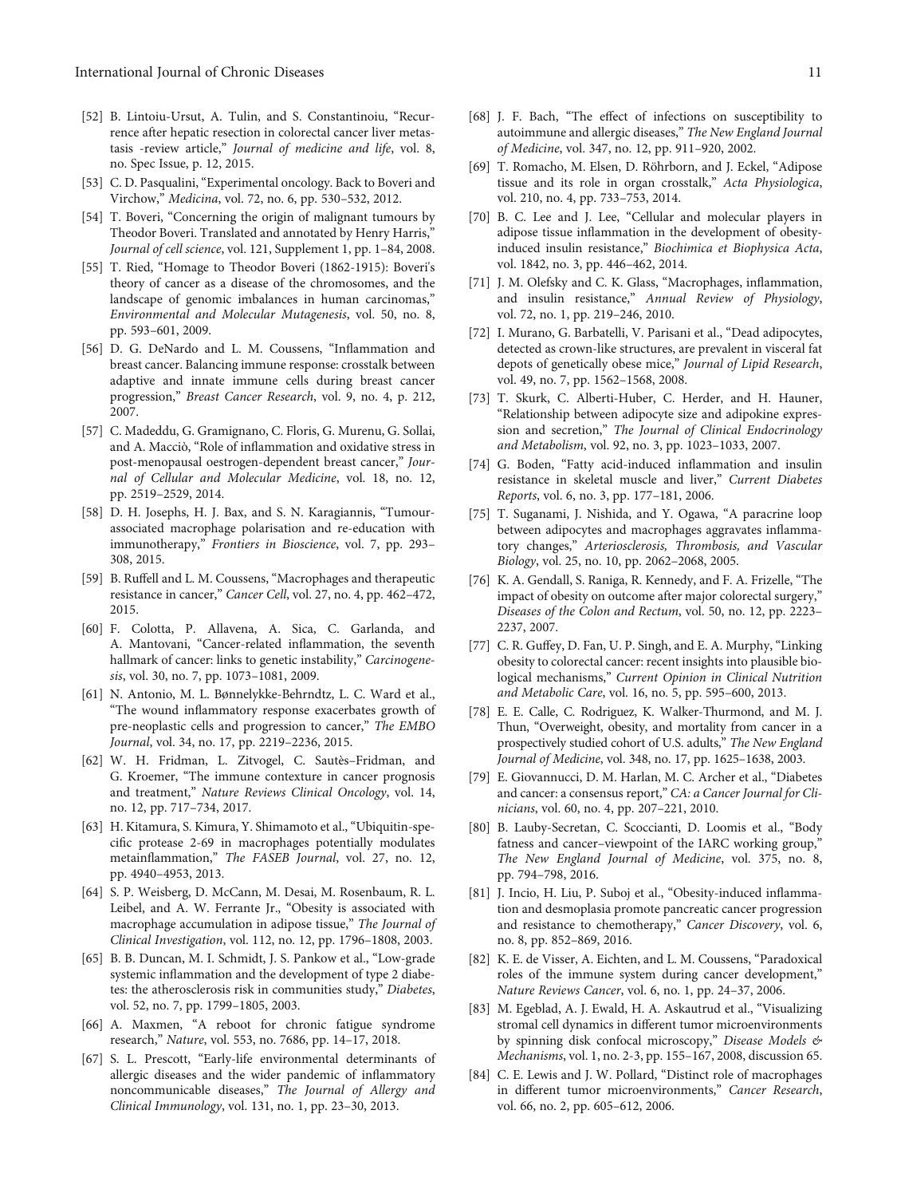[52] B. Lintoiu-Ursut, A. Tulin, and S. Constantinoiu, "Recurrence after hepatic resection in colorectal cancer liver metastasis -review article," *Journal of medicine and life*, vol. 8, no. Spec Issue, p. 12, 2015.

[53] C. D. Pasqualini, "Experimental oncology. Back to Boveri and Virchow," *Medicina*, vol. 72, no. 6, pp. 530–532, 2012.

[54] T. Boveri, "Concerning the origin of malignant tumours by Theodor Boveri. Translated and annotated by Henry Harris," *Journal of cell science*, vol. 121, Supplement 1, pp. 1–84, 2008.

[55] T. Ried, "Homage to Theodor Boveri (1862-1915): Boveri's theory of cancer as a disease of the chromosomes, and the landscape of genomic imbalances in human carcinomas," *Environmental and Molecular Mutagenesis*, vol. 50, no. 8, pp. 593–601, 2009.

[56] D. G. DeNardo and L. M. Coussens, "Inflammation and breast cancer. Balancing immune response: crosstalk between adaptive and innate immune cells during breast cancer progression," *Breast Cancer Research*, vol. 9, no. 4, p. 212, 2007.

[57] C. Madeddu, G. Gramignano, C. Floris, G. Murenu, G. Sollai, and A. Macciò, "Role of inflammation and oxidative stress in post-menopausal oestrogen-dependent breast cancer," *Journal of Cellular and Molecular Medicine*, vol. 18, no. 12, pp. 2519–2529, 2014.

[58] D. H. Josephs, H. J. Bax, and S. N. Karagiannis, "Tumour-associated macrophage polarisation and re-education with immunotherapy," *Frontiers in Bioscience*, vol. 7, pp. 293–308, 2015.

[59] B. Ruffell and L. M. Coussens, "Macrophages and therapeutic resistance in cancer," *Cancer Cell*, vol. 27, no. 4, pp. 462–472, 2015.

[60] F. Colotta, P. Allavena, A. Sica, C. Garlanda, and A. Mantovani, "Cancer-related inflammation, the seventh hallmark of cancer: links to genetic instability," *Carcinogenesis*, vol. 30, no. 7, pp. 1073–1081, 2009.

[61] N. Antonio, M. L. Bønnelykke-Behrndtz, L. C. Ward et al., "The wound inflammatory response exacerbates growth of pre-neoplastic cells and progression to cancer," *The EMBO Journal*, vol. 34, no. 17, pp. 2219–2236, 2015.

[62] W. H. Fridman, L. Zitvogel, C. Sautès–Fridman, and G. Kroemer, "The immune contexture in cancer prognosis and treatment," *Nature Reviews Clinical Oncology*, vol. 14, no. 12, pp. 717–734, 2017.

[63] H. Kitamura, S. Kimura, Y. Shimamoto et al., "Ubiquitin-specific protease 2-69 in macrophages potentially modulates metainflammation," *The FASEB Journal*, vol. 27, no. 12, pp. 4940–4953, 2013.

[64] S. P. Weisberg, D. McCann, M. Desai, M. Rosenbaum, R. L. Leibel, and A. W. Ferrante Jr., "Obesity is associated with macrophage accumulation in adipose tissue," *The Journal of Clinical Investigation*, vol. 112, no. 12, pp. 1796–1808, 2003.

[65] B. B. Duncan, M. I. Schmidt, J. S. Pankow et al., "Low-grade systemic inflammation and the development of type 2 diabetes: the atherosclerosis risk in communities study," *Diabetes*, vol. 52, no. 7, pp. 1799–1805, 2003.

[66] A. Maxmen, "A reboot for chronic fatigue syndrome research," *Nature*, vol. 553, no. 7686, pp. 14–17, 2018.

[67] S. L. Prescott, "Early-life environmental determinants of allergic diseases and the wider pandemic of inflammatory noncommunicable diseases," *The Journal of Allergy and Clinical Immunology*, vol. 131, no. 1, pp. 23–30, 2013.

[68] J. F. Bach, "The effect of infections on susceptibility to autoimmune and allergic diseases," *The New England Journal of Medicine*, vol. 347, no. 12, pp. 911–920, 2002.

[69] T. Romacho, M. Elsen, D. Röhrborn, and J. Eckel, "Adipose tissue and its role in organ crosstalk," *Acta Physiologica*, vol. 210, no. 4, pp. 733–753, 2014.

[70] B. C. Lee and J. Lee, "Cellular and molecular players in adipose tissue inflammation in the development of obesity-induced insulin resistance," *Biochimica et Biophysica Acta*, vol. 1842, no. 3, pp. 446–462, 2014.

[71] J. M. Olefsky and C. K. Glass, "Macrophages, inflammation, and insulin resistance," *Annual Review of Physiology*, vol. 72, no. 1, pp. 219–246, 2010.

[72] I. Murano, G. Barbatelli, V. Parisani et al., "Dead adipocytes, detected as crown-like structures, are prevalent in visceral fat depots of genetically obese mice," *Journal of Lipid Research*, vol. 49, no. 7, pp. 1562–1568, 2008.

[73] T. Skurk, C. Alberti-Huber, C. Herder, and H. Hauner, "Relationship between adipocyte size and adipokine expression and secretion," *The Journal of Clinical Endocrinology and Metabolism*, vol. 92, no. 3, pp. 1023–1033, 2007.

[74] G. Boden, "Fatty acid-induced inflammation and insulin resistance in skeletal muscle and liver," *Current Diabetes Reports*, vol. 6, no. 3, pp. 177–181, 2006.

[75] T. Suganami, J. Nishida, and Y. Ogawa, "A paracrine loop between adipocytes and macrophages aggravates inflammatory changes," *Arteriosclerosis, Thrombosis, and Vascular Biology*, vol. 25, no. 10, pp. 2062–2068, 2005.

[76] K. A. Gendall, S. Raniga, R. Kennedy, and F. A. Frizelle, "The impact of obesity on outcome after major colorectal surgery," *Diseases of the Colon and Rectum*, vol. 50, no. 12, pp. 2223–2237, 2007.

[77] C. R. Guffey, D. Fan, U. P. Singh, and E. A. Murphy, "Linking obesity to colorectal cancer: recent insights into plausible biological mechanisms," *Current Opinion in Clinical Nutrition and Metabolic Care*, vol. 16, no. 5, pp. 595–600, 2013.

[78] E. E. Calle, C. Rodriguez, K. Walker-Thurmond, and M. J. Thun, "Overweight, obesity, and mortality from cancer in a prospectively studied cohort of U.S. adults," *The New England Journal of Medicine*, vol. 348, no. 17, pp. 1625–1638, 2003.

[79] E. Giovannucci, D. M. Harlan, M. C. Archer et al., "Diabetes and cancer: a consensus report," *CA: a Cancer Journal for Clinicians*, vol. 60, no. 4, pp. 207–221, 2010.

[80] B. Lauby-Secretan, C. Scoccianti, D. Loomis et al., "Body fatness and cancer–viewpoint of the IARC working group," *The New England Journal of Medicine*, vol. 375, no. 8, pp. 794–798, 2016.

[81] J. Incio, H. Liu, P. Suboj et al., "Obesity-induced inflammation and desmoplasia promote pancreatic cancer progression and resistance to chemotherapy," *Cancer Discovery*, vol. 6, no. 8, pp. 852–869, 2016.

[82] K. E. de Visser, A. Eichten, and L. M. Coussens, "Paradoxical roles of the immune system during cancer development," *Nature Reviews Cancer*, vol. 6, no. 1, pp. 24–37, 2006.

[83] M. Egeblad, A. J. Ewald, H. A. Askautrud et al., "Visualizing stromal cell dynamics in different tumor microenvironments by spinning disk confocal microscopy," *Disease Models & Mechanisms*, vol. 1, no. 2-3, pp. 155–167, 2008, discussion 65.

[84] C. E. Lewis and J. W. Pollard, "Distinct role of macrophages in different tumor microenvironments," *Cancer Research*, vol. 66, no. 2, pp. 605–612, 2006.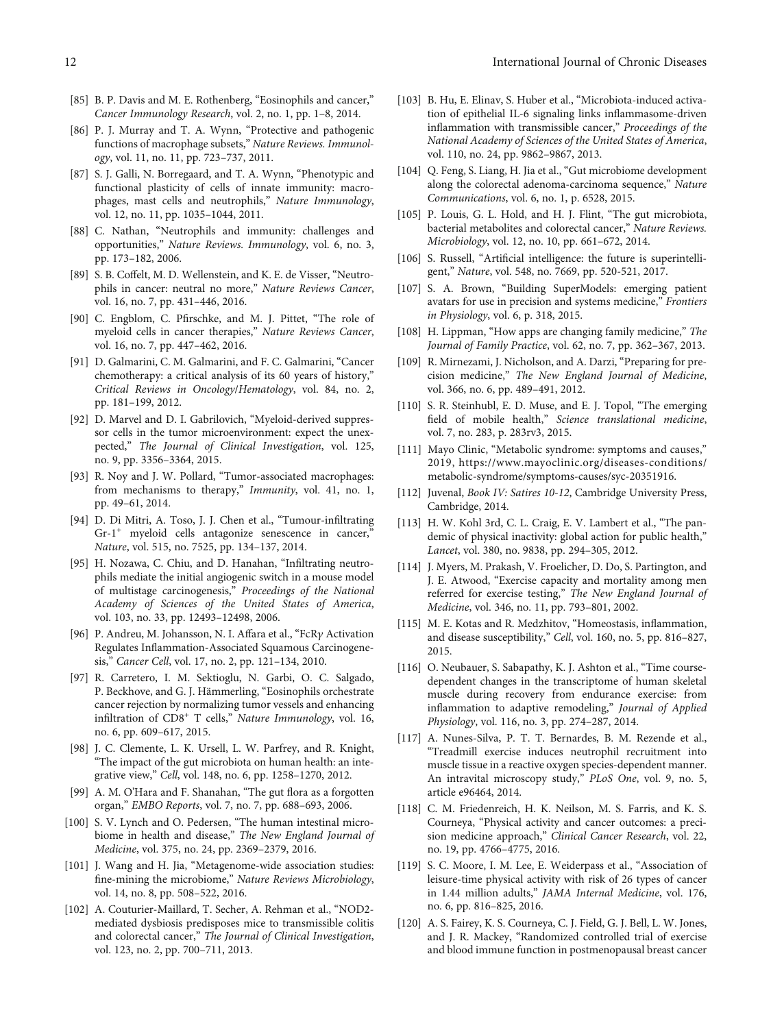[85] B. P. Davis and M. E. Rothenberg, "Eosinophils and cancer," *Cancer Immunology Research*, vol. 2, no. 1, pp. 1–8, 2014.

[86] P. J. Murray and T. A. Wynn, "Protective and pathogenic functions of macrophage subsets," *Nature Reviews. Immunology*, vol. 11, no. 11, pp. 723–737, 2011.

[87] S. J. Galli, N. Borregaard, and T. A. Wynn, "Phenotypic and functional plasticity of cells of innate immunity: macrophages, mast cells and neutrophils," *Nature Immunology*, vol. 12, no. 11, pp. 1035–1044, 2011.

[88] C. Nathan, "Neutrophils and immunity: challenges and opportunities," *Nature Reviews. Immunology*, vol. 6, no. 3, pp. 173–182, 2006.

[89] S. B. Coffelt, M. D. Wellenstein, and K. E. de Visser, "Neutrophils in cancer: neutral no more," *Nature Reviews Cancer*, vol. 16, no. 7, pp. 431–446, 2016.

[90] C. Engblom, C. Pfirschke, and M. J. Pittet, "The role of myeloid cells in cancer therapies," *Nature Reviews Cancer*, vol. 16, no. 7, pp. 447–462, 2016.

[91] D. Galmarini, C. M. Galmarini, and F. C. Galmarini, "Cancer chemotherapy: a critical analysis of its 60 years of history," *Critical Reviews in Oncology/Hematology*, vol. 84, no. 2, pp. 181–199, 2012.

[92] D. Marvel and D. I. Gabrilovich, "Myeloid-derived suppressor cells in the tumor microenvironment: expect the unexpected," *The Journal of Clinical Investigation*, vol. 125, no. 9, pp. 3356–3364, 2015.

[93] R. Noy and J. W. Pollard, "Tumor-associated macrophages: from mechanisms to therapy," *Immunity*, vol. 41, no. 1, pp. 49–61, 2014.

[94] D. Di Mitri, A. Toso, J. J. Chen et al., "Tumour-infiltrating Gr-1$^+$ myeloid cells antagonize senescence in cancer," *Nature*, vol. 515, no. 7525, pp. 134–137, 2014.

[95] H. Nozawa, C. Chiu, and D. Hanahan, "Infiltrating neutrophils mediate the initial angiogenic switch in a mouse model of multistage carcinogenesis," *Proceedings of the National Academy of Sciences of the United States of America*, vol. 103, no. 33, pp. 12493–12498, 2006.

[96] P. Andreu, M. Johansson, N. I. Affara et al., "FcR$\gamma$ Activation Regulates Inflammation-Associated Squamous Carcinogenesis," *Cancer Cell*, vol. 17, no. 2, pp. 121–134, 2010.

[97] R. Carretero, I. M. Sektioglu, N. Garbi, O. C. Salgado, P. Beckhove, and G. J. Hämmerling, "Eosinophils orchestrate cancer rejection by normalizing tumor vessels and enhancing infiltration of CD8$^+$ T cells," *Nature Immunology*, vol. 16, no. 6, pp. 609–617, 2015.

[98] J. C. Clemente, L. K. Ursell, L. W. Parfrey, and R. Knight, "The impact of the gut microbiota on human health: an integrative view," *Cell*, vol. 148, no. 6, pp. 1258–1270, 2012.

[99] A. M. O'Hara and F. Shanahan, "The gut flora as a forgotten organ," *EMBO Reports*, vol. 7, no. 7, pp. 688–693, 2006.

[100] S. V. Lynch and O. Pedersen, "The human intestinal microbiome in health and disease," *The New England Journal of Medicine*, vol. 375, no. 24, pp. 2369–2379, 2016.

[101] J. Wang and H. Jia, "Metagenome-wide association studies: fine-mining the microbiome," *Nature Reviews Microbiology*, vol. 14, no. 8, pp. 508–522, 2016.

[102] A. Couturier-Maillard, T. Secher, A. Rehman et al., "NOD2-mediated dysbiosis predisposes mice to transmissible colitis and colorectal cancer," *The Journal of Clinical Investigation*, vol. 123, no. 2, pp. 700–711, 2013.

[103] B. Hu, E. Elinav, S. Huber et al., "Microbiota-induced activation of epithelial IL-6 signaling links inflammasome-driven inflammation with transmissible cancer," *Proceedings of the National Academy of Sciences of the United States of America*, vol. 110, no. 24, pp. 9862–9867, 2013.

[104] Q. Feng, S. Liang, H. Jia et al., "Gut microbiome development along the colorectal adenoma-carcinoma sequence," *Nature Communications*, vol. 6, no. 1, p. 6528, 2015.

[105] P. Louis, G. L. Hold, and H. J. Flint, "The gut microbiota, bacterial metabolites and colorectal cancer," *Nature Reviews. Microbiology*, vol. 12, no. 10, pp. 661–672, 2014.

[106] S. Russell, "Artificial intelligence: the future is superintelligent," *Nature*, vol. 548, no. 7669, pp. 520-521, 2017.

[107] S. A. Brown, "Building SuperModels: emerging patient avatars for use in precision and systems medicine," *Frontiers in Physiology*, vol. 6, p. 318, 2015.

[108] H. Lippman, "How apps are changing family medicine," *The Journal of Family Practice*, vol. 62, no. 7, pp. 362–367, 2013.

[109] R. Mirnezami, J. Nicholson, and A. Darzi, "Preparing for precision medicine," *The New England Journal of Medicine*, vol. 366, no. 6, pp. 489–491, 2012.

[110] S. R. Steinhubl, E. D. Muse, and E. J. Topol, "The emerging field of mobile health," *Science translational medicine*, vol. 7, no. 283, p. 283rv3, 2015.

[111] Mayo Clinic, "Metabolic syndrome: symptoms and causes," 2019, https://www.mayoclinic.org/diseases-conditions/metabolic-syndrome/symptoms-causes/syc-20351916.

[112] Juvenal, *Book IV: Satires 10-12*, Cambridge University Press, Cambridge, 2014.

[113] H. W. Kohl 3rd, C. L. Craig, E. V. Lambert et al., "The pandemic of physical inactivity: global action for public health," *Lancet*, vol. 380, no. 9838, pp. 294–305, 2012.

[114] J. Myers, M. Prakash, V. Froelicher, D. Do, S. Partington, and J. E. Atwood, "Exercise capacity and mortality among men referred for exercise testing," *The New England Journal of Medicine*, vol. 346, no. 11, pp. 793–801, 2002.

[115] M. E. Kotas and R. Medzhitov, "Homeostasis, inflammation, and disease susceptibility," *Cell*, vol. 160, no. 5, pp. 816–827, 2015.

[116] O. Neubauer, S. Sabapathy, K. J. Ashton et al., "Time course-dependent changes in the transcriptome of human skeletal muscle during recovery from endurance exercise: from inflammation to adaptive remodeling," *Journal of Applied Physiology*, vol. 116, no. 3, pp. 274–287, 2014.

[117] A. Nunes-Silva, P. T. T. Bernardes, B. M. Rezende et al., "Treadmill exercise induces neutrophil recruitment into muscle tissue in a reactive oxygen species-dependent manner. An intravital microscopy study," *PLoS One*, vol. 9, no. 5, article e96464, 2014.

[118] C. M. Friedenreich, H. K. Neilson, M. S. Farris, and K. S. Courneya, "Physical activity and cancer outcomes: a precision medicine approach," *Clinical Cancer Research*, vol. 22, no. 19, pp. 4766–4775, 2016.

[119] S. C. Moore, I. M. Lee, E. Weiderpass et al., "Association of leisure-time physical activity with risk of 26 types of cancer in 1.44 million adults," *JAMA Internal Medicine*, vol. 176, no. 6, pp. 816–825, 2016.

[120] A. S. Fairey, K. S. Courneya, C. J. Field, G. J. Bell, L. W. Jones, and J. R. Mackey, "Randomized controlled trial of exercise and blood immune function in postmenopausal breast cancer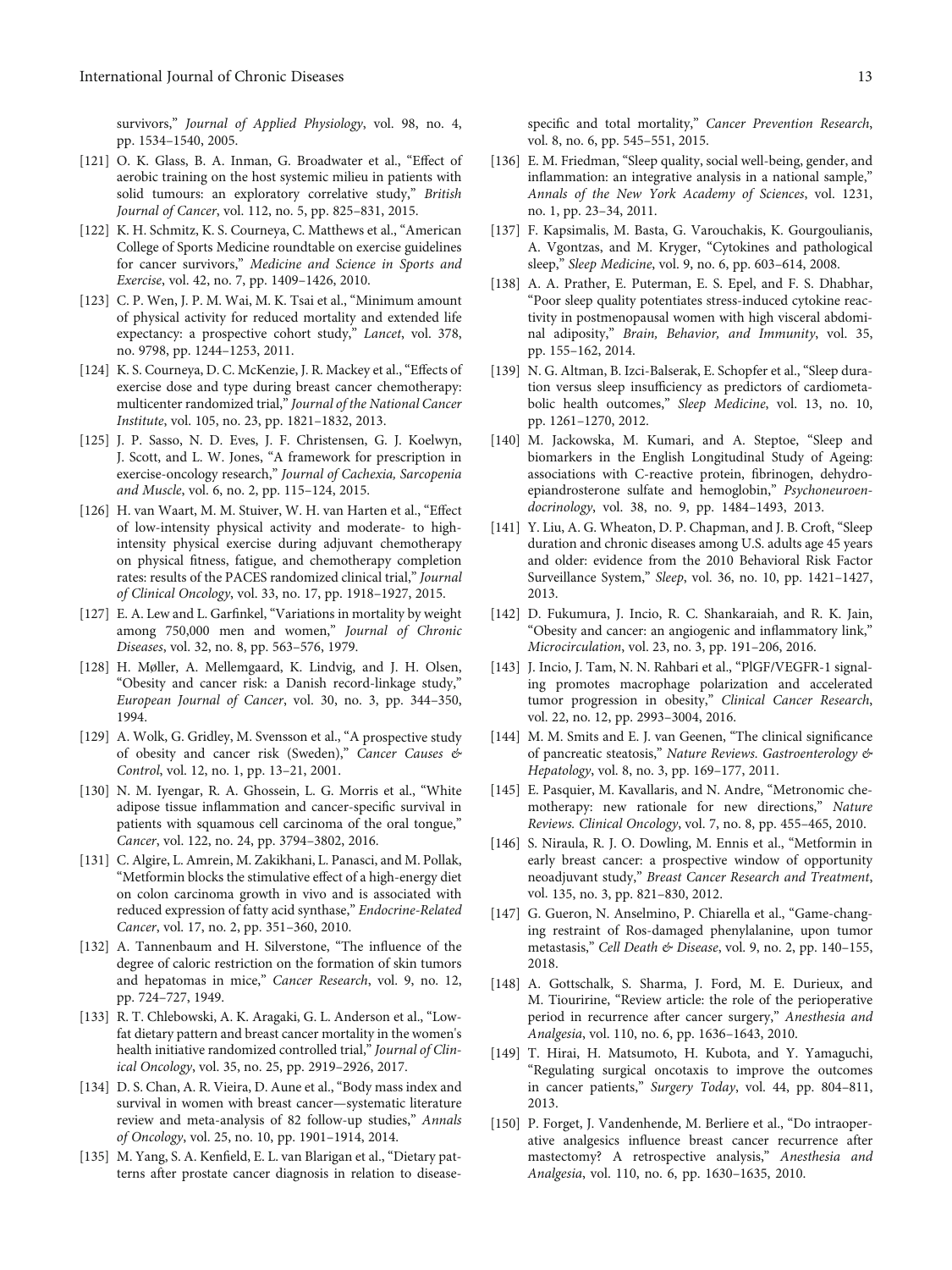survivors," *Journal of Applied Physiology*, vol. 98, no. 4, pp. 1534–1540, 2005.

[121] O. K. Glass, B. A. Inman, G. Broadwater et al., "Effect of aerobic training on the host systemic milieu in patients with solid tumours: an exploratory correlative study," *British Journal of Cancer*, vol. 112, no. 5, pp. 825–831, 2015.

[122] K. H. Schmitz, K. S. Courneya, C. Matthews et al., "American College of Sports Medicine roundtable on exercise guidelines for cancer survivors," *Medicine and Science in Sports and Exercise*, vol. 42, no. 7, pp. 1409–1426, 2010.

[123] C. P. Wen, J. P. M. Wai, M. K. Tsai et al., "Minimum amount of physical activity for reduced mortality and extended life expectancy: a prospective cohort study," *Lancet*, vol. 378, no. 9798, pp. 1244–1253, 2011.

[124] K. S. Courneya, D. C. McKenzie, J. R. Mackey et al., "Effects of exercise dose and type during breast cancer chemotherapy: multicenter randomized trial," *Journal of the National Cancer Institute*, vol. 105, no. 23, pp. 1821–1832, 2013.

[125] J. P. Sasso, N. D. Eves, J. F. Christensen, G. J. Koelwyn, J. Scott, and L. W. Jones, "A framework for prescription in exercise-oncology research," *Journal of Cachexia, Sarcopenia and Muscle*, vol. 6, no. 2, pp. 115–124, 2015.

[126] H. van Waart, M. M. Stuiver, W. H. van Harten et al., "Effect of low-intensity physical activity and moderate- to high-intensity physical exercise during adjuvant chemotherapy on physical fitness, fatigue, and chemotherapy completion rates: results of the PACES randomized clinical trial," *Journal of Clinical Oncology*, vol. 33, no. 17, pp. 1918–1927, 2015.

[127] E. A. Lew and L. Garfinkel, "Variations in mortality by weight among 750,000 men and women," *Journal of Chronic Diseases*, vol. 32, no. 8, pp. 563–576, 1979.

[128] H. Møller, A. Mellemgaard, K. Lindvig, and J. H. Olsen, "Obesity and cancer risk: a Danish record-linkage study," *European Journal of Cancer*, vol. 30, no. 3, pp. 344–350, 1994.

[129] A. Wolk, G. Gridley, M. Svensson et al., "A prospective study of obesity and cancer risk (Sweden)," *Cancer Causes & Control*, vol. 12, no. 1, pp. 13–21, 2001.

[130] N. M. Iyengar, R. A. Ghossein, L. G. Morris et al., "White adipose tissue inflammation and cancer-specific survival in patients with squamous cell carcinoma of the oral tongue," *Cancer*, vol. 122, no. 24, pp. 3794–3802, 2016.

[131] C. Algire, L. Amrein, M. Zakikhani, L. Panasci, and M. Pollak, "Metformin blocks the stimulative effect of a high-energy diet on colon carcinoma growth in vivo and is associated with reduced expression of fatty acid synthase," *Endocrine-Related Cancer*, vol. 17, no. 2, pp. 351–360, 2010.

[132] A. Tannenbaum and H. Silverstone, "The influence of the degree of caloric restriction on the formation of skin tumors and hepatomas in mice," *Cancer Research*, vol. 9, no. 12, pp. 724–727, 1949.

[133] R. T. Chlebowski, A. K. Aragaki, G. L. Anderson et al., "Low-fat dietary pattern and breast cancer mortality in the women's health initiative randomized controlled trial," *Journal of Clinical Oncology*, vol. 35, no. 25, pp. 2919–2926, 2017.

[134] D. S. Chan, A. R. Vieira, D. Aune et al., "Body mass index and survival in women with breast cancer—systematic literature review and meta-analysis of 82 follow-up studies," *Annals of Oncology*, vol. 25, no. 10, pp. 1901–1914, 2014.

[135] M. Yang, S. A. Kenfield, E. L. van Blarigan et al., "Dietary patterns after prostate cancer diagnosis in relation to disease-specific and total mortality," *Cancer Prevention Research*, vol. 8, no. 6, pp. 545–551, 2015.

[136] E. M. Friedman, "Sleep quality, social well-being, gender, and inflammation: an integrative analysis in a national sample," *Annals of the New York Academy of Sciences*, vol. 1231, no. 1, pp. 23–34, 2011.

[137] F. Kapsimalis, M. Basta, G. Varouchakis, K. Gourgoulianis, A. Vgontzas, and M. Kryger, "Cytokines and pathological sleep," *Sleep Medicine*, vol. 9, no. 6, pp. 603–614, 2008.

[138] A. A. Prather, E. Puterman, E. S. Epel, and F. S. Dhabhar, "Poor sleep quality potentiates stress-induced cytokine reactivity in postmenopausal women with high visceral abdominal adiposity," *Brain, Behavior, and Immunity*, vol. 35, pp. 155–162, 2014.

[139] N. G. Altman, B. Izci-Balserak, E. Schopfer et al., "Sleep duration versus sleep insufficiency as predictors of cardiometabolic health outcomes," *Sleep Medicine*, vol. 13, no. 10, pp. 1261–1270, 2012.

[140] M. Jackowska, M. Kumari, and A. Steptoe, "Sleep and biomarkers in the English Longitudinal Study of Ageing: associations with C-reactive protein, fibrinogen, dehydroepiandrosterone sulfate and hemoglobin," *Psychoneuroendocrinology*, vol. 38, no. 9, pp. 1484–1493, 2013.

[141] Y. Liu, A. G. Wheaton, D. P. Chapman, and J. B. Croft, "Sleep duration and chronic diseases among U.S. adults age 45 years and older: evidence from the 2010 Behavioral Risk Factor Surveillance System," *Sleep*, vol. 36, no. 10, pp. 1421–1427, 2013.

[142] D. Fukumura, J. Incio, R. C. Shankaraiah, and R. K. Jain, "Obesity and cancer: an angiogenic and inflammatory link," *Microcirculation*, vol. 23, no. 3, pp. 191–206, 2016.

[143] J. Incio, J. Tam, N. N. Rahbari et al., "PlGF/VEGFR-1 signaling promotes macrophage polarization and accelerated tumor progression in obesity," *Clinical Cancer Research*, vol. 22, no. 12, pp. 2993–3004, 2016.

[144] M. M. Smits and E. J. van Geenen, "The clinical significance of pancreatic steatosis," *Nature Reviews. Gastroenterology & Hepatology*, vol. 8, no. 3, pp. 169–177, 2011.

[145] E. Pasquier, M. Kavallaris, and N. Andre, "Metronomic chemotherapy: new rationale for new directions," *Nature Reviews. Clinical Oncology*, vol. 7, no. 8, pp. 455–465, 2010.

[146] S. Niraula, R. J. O. Dowling, M. Ennis et al., "Metformin in early breast cancer: a prospective window of opportunity neoadjuvant study," *Breast Cancer Research and Treatment*, vol. 135, no. 3, pp. 821–830, 2012.

[147] G. Gueron, N. Anselmino, P. Chiarella et al., "Game-changing restraint of Ros-damaged phenylalanine, upon tumor metastasis," *Cell Death & Disease*, vol. 9, no. 2, pp. 140–155, 2018.

[148] A. Gottschalk, S. Sharma, J. Ford, M. E. Durieux, and M. Tiouririne, "Review article: the role of the perioperative period in recurrence after cancer surgery," *Anesthesia and Analgesia*, vol. 110, no. 6, pp. 1636–1643, 2010.

[149] T. Hirai, H. Matsumoto, H. Kubota, and Y. Yamaguchi, "Regulating surgical oncotaxis to improve the outcomes in cancer patients," *Surgery Today*, vol. 44, pp. 804–811, 2013.

[150] P. Forget, J. Vandenhende, M. Berliere et al., "Do intraoperative analgesics influence breast cancer recurrence after mastectomy? A retrospective analysis," *Anesthesia and Analgesia*, vol. 110, no. 6, pp. 1630–1635, 2010.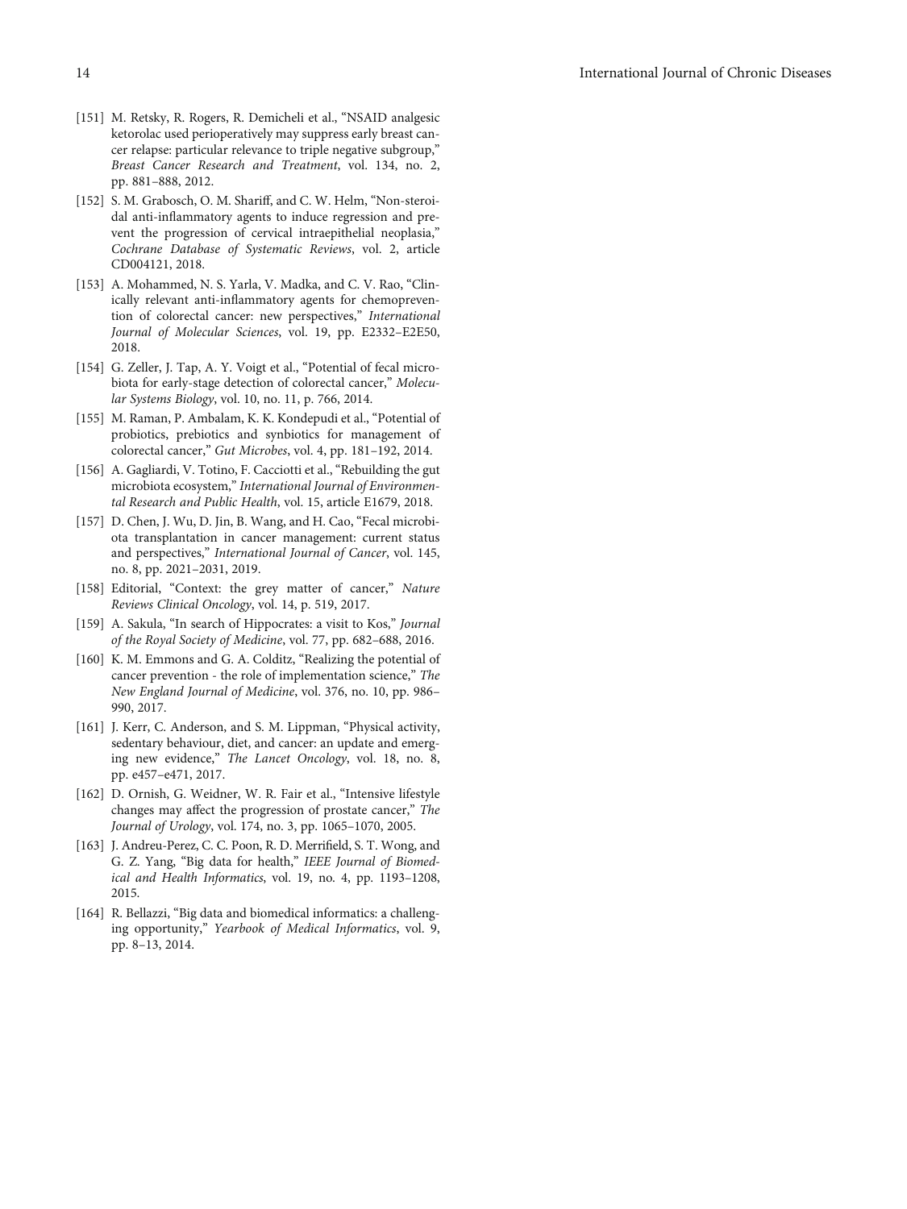[151] M. Retsky, R. Rogers, R. Demicheli et al., "NSAID analgesic ketorolac used perioperatively may suppress early breast cancer relapse: particular relevance to triple negative subgroup," *Breast Cancer Research and Treatment*, vol. 134, no. 2, pp. 881–888, 2012.

[152] S. M. Grabosch, O. M. Shariff, and C. W. Helm, "Non-steroidal anti-inflammatory agents to induce regression and prevent the progression of cervical intraepithelial neoplasia," *Cochrane Database of Systematic Reviews*, vol. 2, article CD004121, 2018.

[153] A. Mohammed, N. S. Yarla, V. Madka, and C. V. Rao, "Clinically relevant anti-inflammatory agents for chemoprevention of colorectal cancer: new perspectives," *International Journal of Molecular Sciences*, vol. 19, pp. E2332–E2E50, 2018.

[154] G. Zeller, J. Tap, A. Y. Voigt et al., "Potential of fecal microbiota for early-stage detection of colorectal cancer," *Molecular Systems Biology*, vol. 10, no. 11, p. 766, 2014.

[155] M. Raman, P. Ambalam, K. K. Kondepudi et al., "Potential of probiotics, prebiotics and synbiotics for management of colorectal cancer," *Gut Microbes*, vol. 4, pp. 181–192, 2014.

[156] A. Gagliardi, V. Totino, F. Cacciotti et al., "Rebuilding the gut microbiota ecosystem," *International Journal of Environmental Research and Public Health*, vol. 15, article E1679, 2018.

[157] D. Chen, J. Wu, D. Jin, B. Wang, and H. Cao, "Fecal microbiota transplantation in cancer management: current status and perspectives," *International Journal of Cancer*, vol. 145, no. 8, pp. 2021–2031, 2019.

[158] Editorial, "Context: the grey matter of cancer," *Nature Reviews Clinical Oncology*, vol. 14, p. 519, 2017.

[159] A. Sakula, "In search of Hippocrates: a visit to Kos," *Journal of the Royal Society of Medicine*, vol. 77, pp. 682–688, 2016.

[160] K. M. Emmons and G. A. Colditz, "Realizing the potential of cancer prevention - the role of implementation science," *The New England Journal of Medicine*, vol. 376, no. 10, pp. 986–990, 2017.

[161] J. Kerr, C. Anderson, and S. M. Lippman, "Physical activity, sedentary behaviour, diet, and cancer: an update and emerging new evidence," *The Lancet Oncology*, vol. 18, no. 8, pp. e457–e471, 2017.

[162] D. Ornish, G. Weidner, W. R. Fair et al., "Intensive lifestyle changes may affect the progression of prostate cancer," *The Journal of Urology*, vol. 174, no. 3, pp. 1065–1070, 2005.

[163] J. Andreu-Perez, C. C. Poon, R. D. Merrifield, S. T. Wong, and G. Z. Yang, "Big data for health," *IEEE Journal of Biomedical and Health Informatics*, vol. 19, no. 4, pp. 1193–1208, 2015.

[164] R. Bellazzi, "Big data and biomedical informatics: a challenging opportunity," *Yearbook of Medical Informatics*, vol. 9, pp. 8–13, 2014.